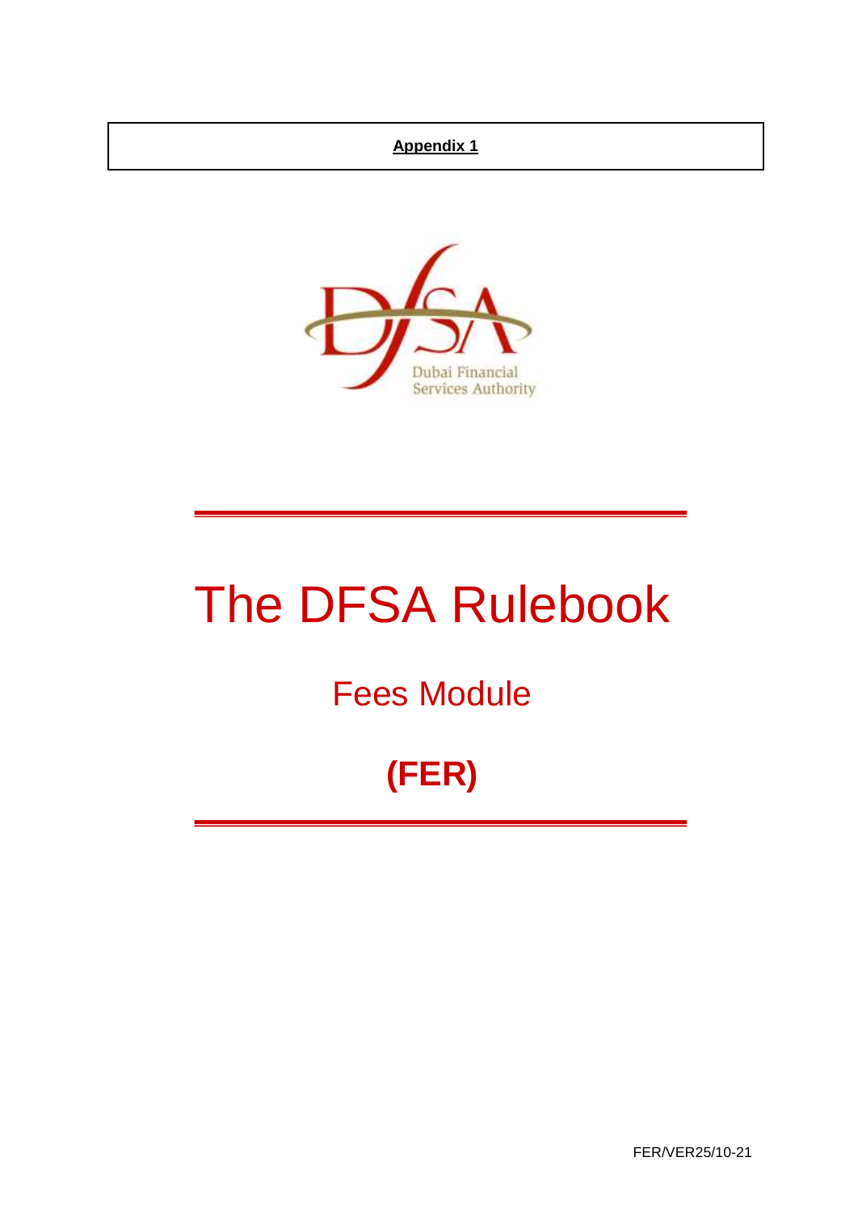**Appendix 1**

Dubai Financial Services Authority

# The DFSA Rulebook

## Fees Module

## (FER)

FER/VER25/10-21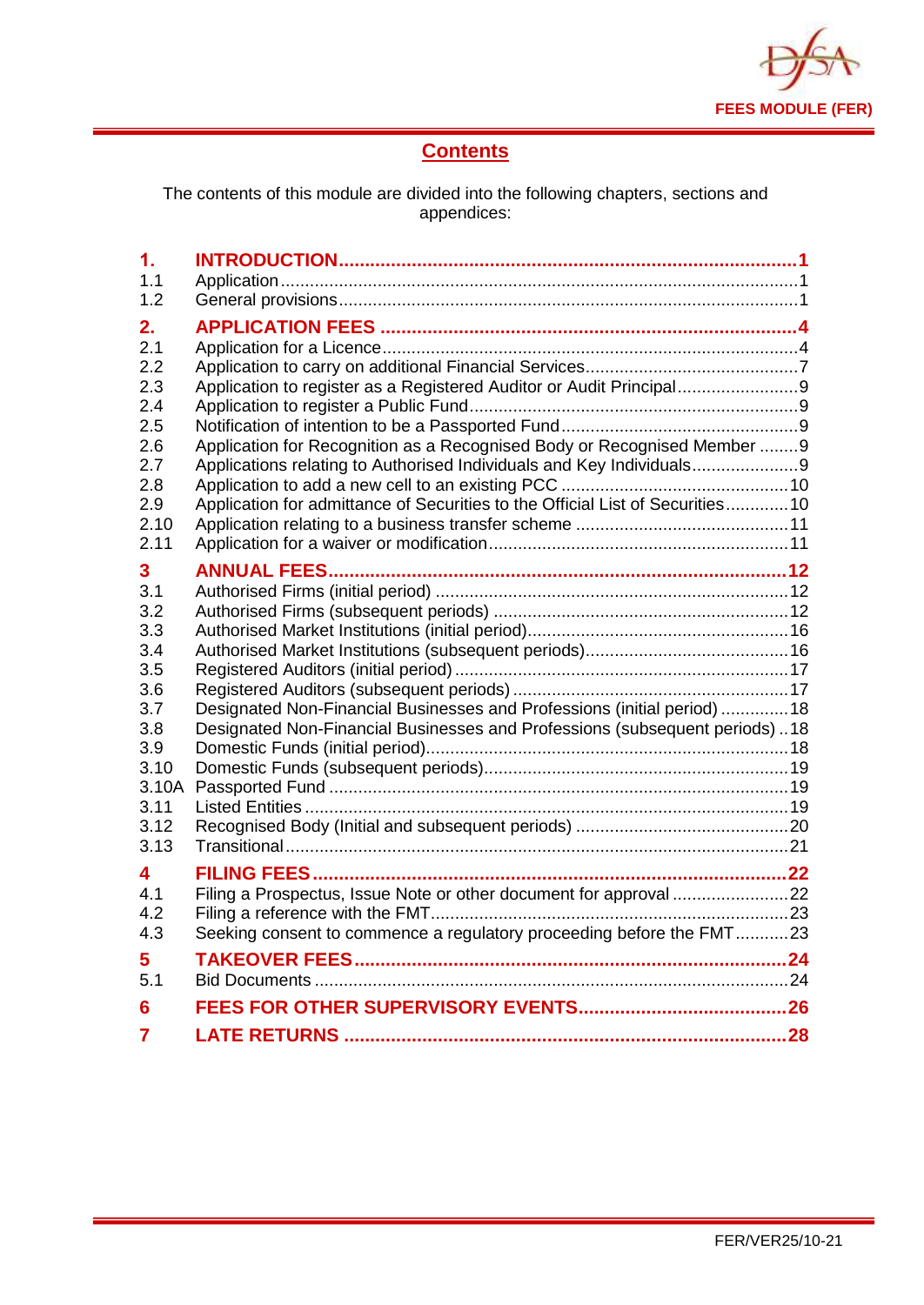## Contents

The contents of this module are divided into the following chapters, sections and appendices:

| | | |
|---|---|---|
| **1.** | **INTRODUCTION** | **1** |
| 1.1 | Application | 1 |
| 1.2 | General provisions | 1 |
| **2.** | **APPLICATION FEES** | **4** |
| 2.1 | Application for a Licence | 4 |
| 2.2 | Application to carry on additional Financial Services | 7 |
| 2.3 | Application to register as a Registered Auditor or Audit Principal | 9 |
| 2.4 | Application to register a Public Fund | 9 |
| 2.5 | Notification of intention to be a Passported Fund | 9 |
| 2.6 | Application for Recognition as a Recognised Body or Recognised Member | 9 |
| 2.7 | Applications relating to Authorised Individuals and Key Individuals | 9 |
| 2.8 | Application to add a new cell to an existing PCC | 10 |
| 2.9 | Application for admittance of Securities to the Official List of Securities | 10 |
| 2.10 | Application relating to a business transfer scheme | 11 |
| 2.11 | Application for a waiver or modification | 11 |
| **3** | **ANNUAL FEES** | **12** |
| 3.1 | Authorised Firms (initial period) | 12 |
| 3.2 | Authorised Firms (subsequent periods) | 12 |
| 3.3 | Authorised Market Institutions (initial period) | 16 |
| 3.4 | Authorised Market Institutions (subsequent periods) | 16 |
| 3.5 | Registered Auditors (initial period) | 17 |
| 3.6 | Registered Auditors (subsequent periods) | 17 |
| 3.7 | Designated Non-Financial Businesses and Professions (initial period) | 18 |
| 3.8 | Designated Non-Financial Businesses and Professions (subsequent periods) | 18 |
| 3.9 | Domestic Funds (initial period) | 18 |
| 3.10 | Domestic Funds (subsequent periods) | 19 |
| 3.10A | Passported Fund | 19 |
| 3.11 | Listed Entities | 19 |
| 3.12 | Recognised Body (Initial and subsequent periods) | 20 |
| 3.13 | Transitional | 21 |
| **4** | **FILING FEES** | **22** |
| 4.1 | Filing a Prospectus, Issue Note or other document for approval | 22 |
| 4.2 | Filing a reference with the FMT | 23 |
| 4.3 | Seeking consent to commence a regulatory proceeding before the FMT | 23 |
| **5** | **TAKEOVER FEES** | **24** |
| 5.1 | Bid Documents | 24 |
| **6** | **FEES FOR OTHER SUPERVISORY EVENTS** | **26** |
| **7** | **LATE RETURNS** | **28** |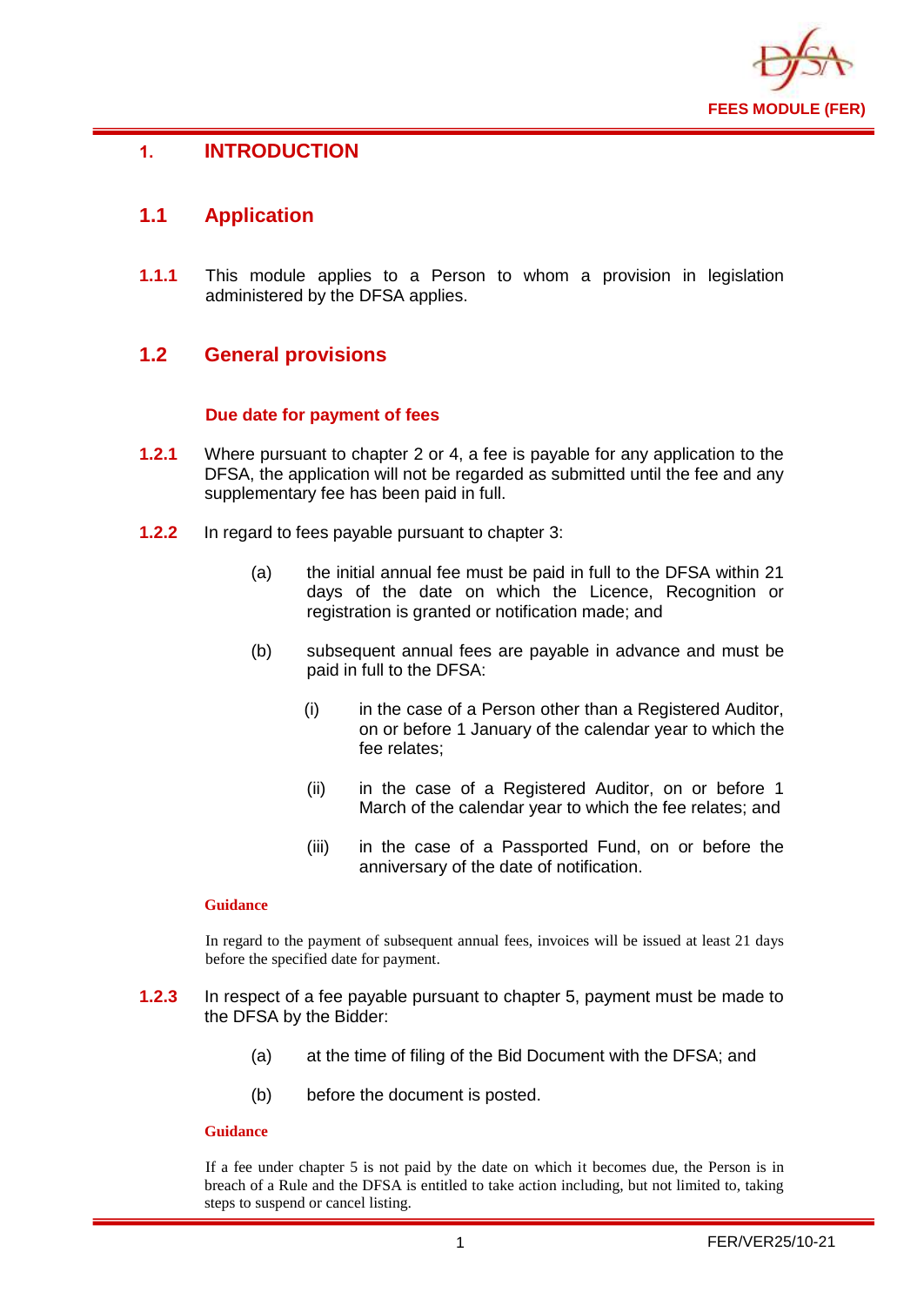# 1. INTRODUCTION

## 1.1 Application

**1.1.1** This module applies to a Person to whom a provision in legislation administered by the DFSA applies.

## 1.2 General provisions

### Due date for payment of fees

**1.2.1** Where pursuant to chapter 2 or 4, a fee is payable for any application to the DFSA, the application will not be regarded as submitted until the fee and any supplementary fee has been paid in full.

**1.2.2** In regard to fees payable pursuant to chapter 3:

(a) the initial annual fee must be paid in full to the DFSA within 21 days of the date on which the Licence, Recognition or registration is granted or notification made; and

(b) subsequent annual fees are payable in advance and must be paid in full to the DFSA:

(i) in the case of a Person other than a Registered Auditor, on or before 1 January of the calendar year to which the fee relates;

(ii) in the case of a Registered Auditor, on or before 1 March of the calendar year to which the fee relates; and

(iii) in the case of a Passported Fund, on or before the anniversary of the date of notification.

**Guidance**

In regard to the payment of subsequent annual fees, invoices will be issued at least 21 days before the specified date for payment.

**1.2.3** In respect of a fee payable pursuant to chapter 5, payment must be made to the DFSA by the Bidder:

(a) at the time of filing of the Bid Document with the DFSA; and

(b) before the document is posted.

**Guidance**

If a fee under chapter 5 is not paid by the date on which it becomes due, the Person is in breach of a Rule and the DFSA is entitled to take action including, but not limited to, taking steps to suspend or cancel listing.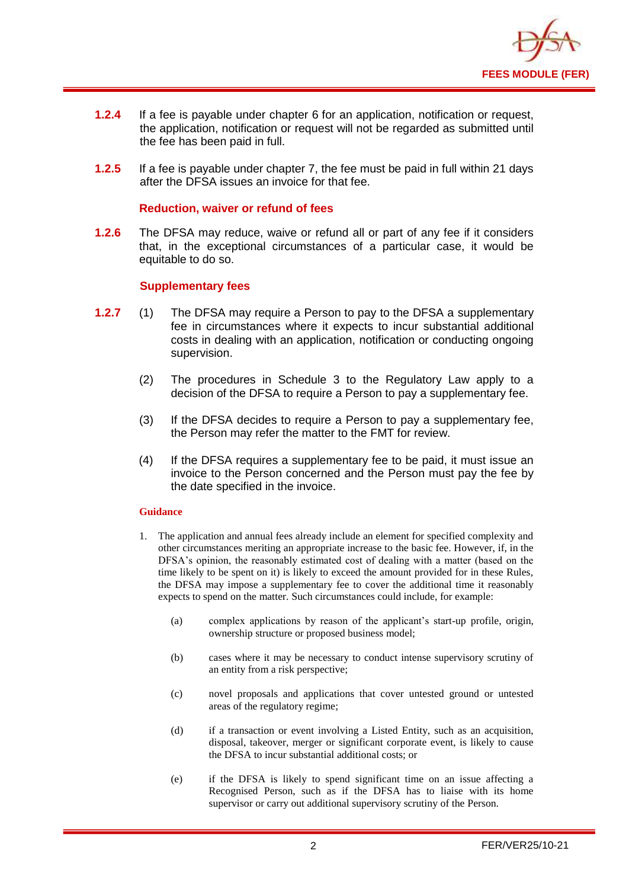**1.2.4** If a fee is payable under chapter 6 for an application, notification or request, the application, notification or request will not be regarded as submitted until the fee has been paid in full.

**1.2.5** If a fee is payable under chapter 7, the fee must be paid in full within 21 days after the DFSA issues an invoice for that fee.

### Reduction, waiver or refund of fees

**1.2.6** The DFSA may reduce, waive or refund all or part of any fee if it considers that, in the exceptional circumstances of a particular case, it would be equitable to do so.

### Supplementary fees

**1.2.7** (1) The DFSA may require a Person to pay to the DFSA a supplementary fee in circumstances where it expects to incur substantial additional costs in dealing with an application, notification or conducting ongoing supervision.

(2) The procedures in Schedule 3 to the Regulatory Law apply to a decision of the DFSA to require a Person to pay a supplementary fee.

(3) If the DFSA decides to require a Person to pay a supplementary fee, the Person may refer the matter to the FMT for review.

(4) If the DFSA requires a supplementary fee to be paid, it must issue an invoice to the Person concerned and the Person must pay the fee by the date specified in the invoice.

#### Guidance

1. The application and annual fees already include an element for specified complexity and other circumstances meriting an appropriate increase to the basic fee. However, if, in the DFSA's opinion, the reasonably estimated cost of dealing with a matter (based on the time likely to be spent on it) is likely to exceed the amount provided for in these Rules, the DFSA may impose a supplementary fee to cover the additional time it reasonably expects to spend on the matter. Such circumstances could include, for example:

   (a) complex applications by reason of the applicant's start-up profile, origin, ownership structure or proposed business model;

   (b) cases where it may be necessary to conduct intense supervisory scrutiny of an entity from a risk perspective;

   (c) novel proposals and applications that cover untested ground or untested areas of the regulatory regime;

   (d) if a transaction or event involving a Listed Entity, such as an acquisition, disposal, takeover, merger or significant corporate event, is likely to cause the DFSA to incur substantial additional costs; or

   (e) if the DFSA is likely to spend significant time on an issue affecting a Recognised Person, such as if the DFSA has to liaise with its home supervisor or carry out additional supervisory scrutiny of the Person.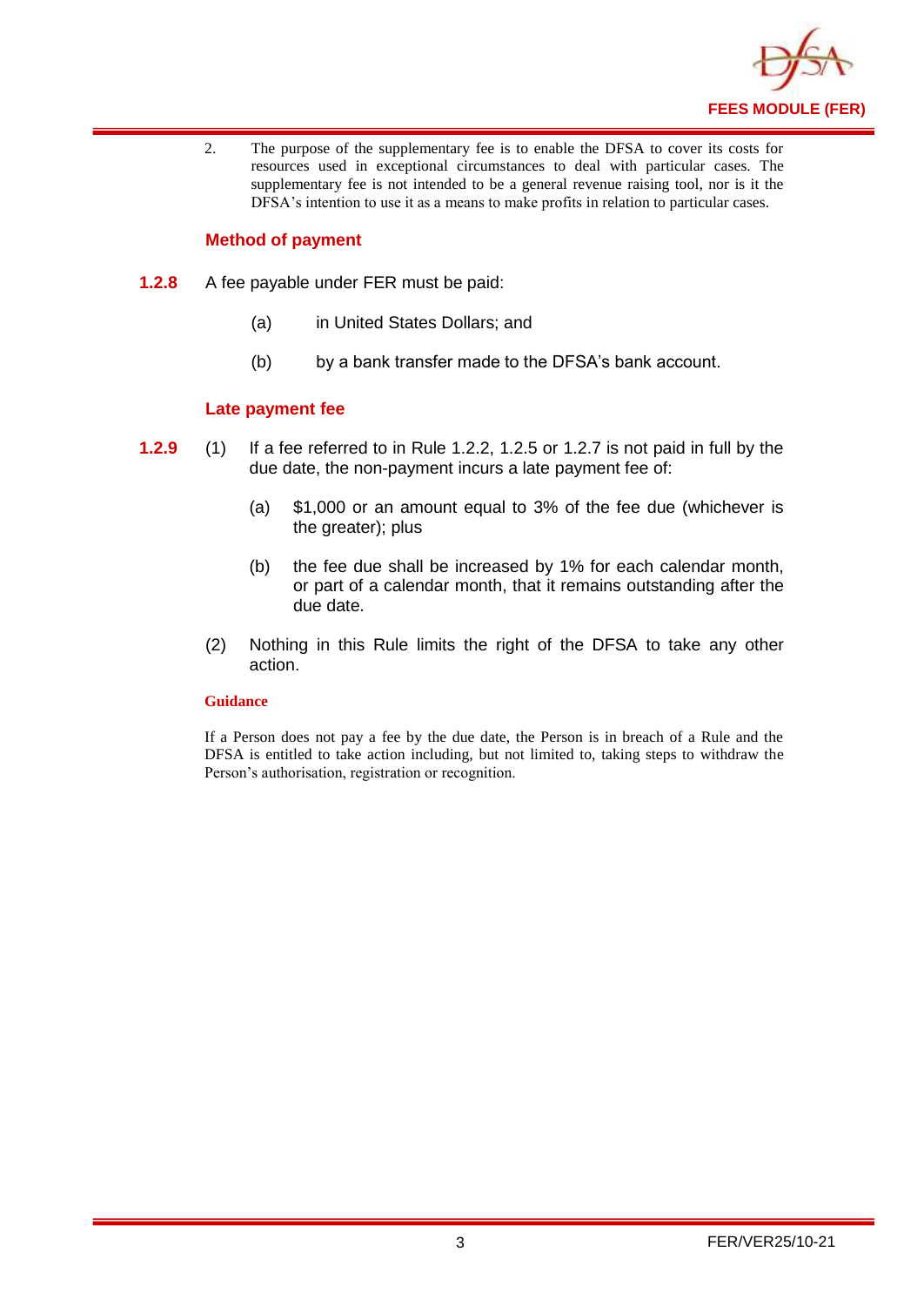2. The purpose of the supplementary fee is to enable the DFSA to cover its costs for resources used in exceptional circumstances to deal with particular cases. The supplementary fee is not intended to be a general revenue raising tool, nor is it the DFSA's intention to use it as a means to make profits in relation to particular cases.

### Method of payment

**1.2.8** A fee payable under FER must be paid:

(a) in United States Dollars; and

(b) by a bank transfer made to the DFSA's bank account.

### Late payment fee

**1.2.9** (1) If a fee referred to in Rule 1.2.2, 1.2.5 or 1.2.7 is not paid in full by the due date, the non-payment incurs a late payment fee of:

(a) $1,000 or an amount equal to 3% of the fee due (whichever is the greater); plus

(b) the fee due shall be increased by 1% for each calendar month, or part of a calendar month, that it remains outstanding after the due date.

(2) Nothing in this Rule limits the right of the DFSA to take any other action.

#### Guidance

If a Person does not pay a fee by the due date, the Person is in breach of a Rule and the DFSA is entitled to take action including, but not limited to, taking steps to withdraw the Person's authorisation, registration or recognition.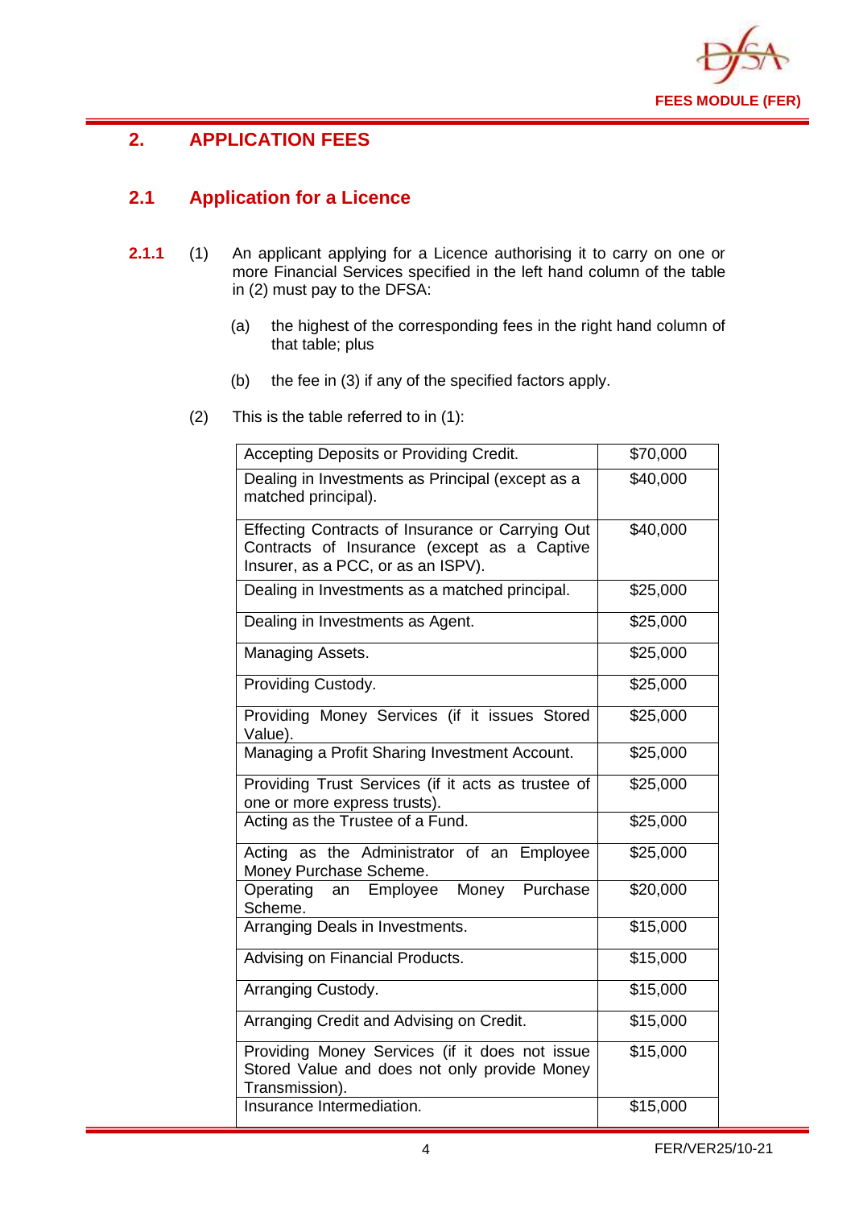# 2. APPLICATION FEES

## 2.1 Application for a Licence

**2.1.1** (1) An applicant applying for a Licence authorising it to carry on one or more Financial Services specified in the left hand column of the table in (2) must pay to the DFSA:

(a) the highest of the corresponding fees in the right hand column of that table; plus

(b) the fee in (3) if any of the specified factors apply.

(2) This is the table referred to in (1):

| | |
|---|---|
| Accepting Deposits or Providing Credit. | $70,000 |
| Dealing in Investments as Principal (except as a matched principal). | $40,000 |
| Effecting Contracts of Insurance or Carrying Out Contracts of Insurance (except as a Captive Insurer, as a PCC, or as an ISPV). | $40,000 |
| Dealing in Investments as a matched principal. | $25,000 |
| Dealing in Investments as Agent. | $25,000 |
| Managing Assets. | $25,000 |
| Providing Custody. | $25,000 |
| Providing Money Services (if it issues Stored Value). | $25,000 |
| Managing a Profit Sharing Investment Account. | $25,000 |
| Providing Trust Services (if it acts as trustee of one or more express trusts). | $25,000 |
| Acting as the Trustee of a Fund. | $25,000 |
| Acting as the Administrator of an Employee Money Purchase Scheme. | $25,000 |
| Operating an Employee Money Purchase Scheme. | $20,000 |
| Arranging Deals in Investments. | $15,000 |
| Advising on Financial Products. | $15,000 |
| Arranging Custody. | $15,000 |
| Arranging Credit and Advising on Credit. | $15,000 |
| Providing Money Services (if it does not issue Stored Value and does not only provide Money Transmission). | $15,000 |
| Insurance Intermediation. | $15,000 |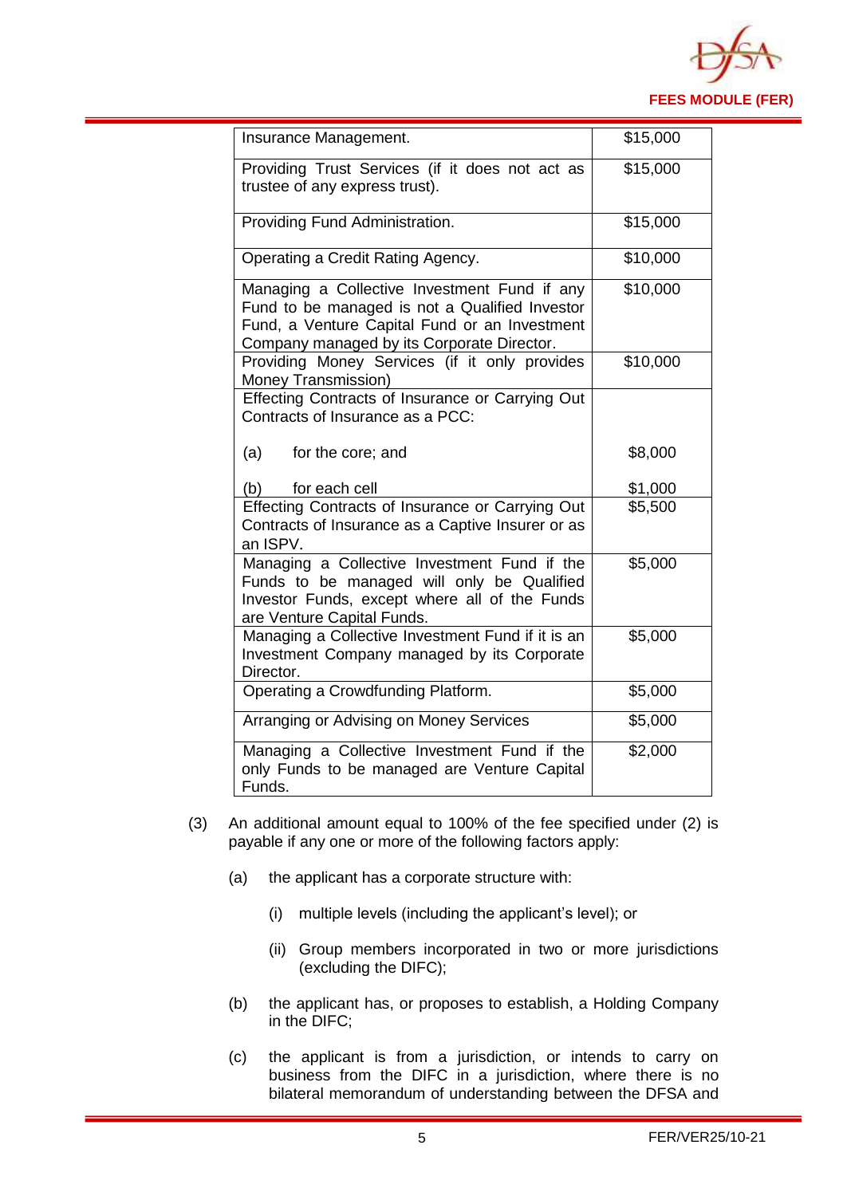| | |
|---|---|
| Insurance Management. | $15,000 |
| Providing Trust Services (if it does not act as trustee of any express trust). | $15,000 |
| Providing Fund Administration. | $15,000 |
| Operating a Credit Rating Agency. | $10,000 |
| Managing a Collective Investment Fund if any Fund to be managed is not a Qualified Investor Fund, a Venture Capital Fund or an Investment Company managed by its Corporate Director. | $10,000 |
| Providing Money Services (if it only provides Money Transmission) | $10,000 |
| Effecting Contracts of Insurance or Carrying Out Contracts of Insurance as a PCC:<br><br>(a) for the core; and<br><br>(b) for each cell | <br><br>$8,000<br><br>$1,000 |
| Effecting Contracts of Insurance or Carrying Out Contracts of Insurance as a Captive Insurer or as an ISPV. | $5,500 |
| Managing a Collective Investment Fund if the Funds to be managed will only be Qualified Investor Funds, except where all of the Funds are Venture Capital Funds. | $5,000 |
| Managing a Collective Investment Fund if it is an Investment Company managed by its Corporate Director. | $5,000 |
| Operating a Crowdfunding Platform. | $5,000 |
| Arranging or Advising on Money Services | $5,000 |
| Managing a Collective Investment Fund if the only Funds to be managed are Venture Capital Funds. | $2,000 |

(3) An additional amount equal to 100% of the fee specified under (2) is payable if any one or more of the following factors apply:

(a) the applicant has a corporate structure with:

(i) multiple levels (including the applicant's level); or

(ii) Group members incorporated in two or more jurisdictions (excluding the DIFC);

(b) the applicant has, or proposes to establish, a Holding Company in the DIFC;

(c) the applicant is from a jurisdiction, or intends to carry on business from the DIFC in a jurisdiction, where there is no bilateral memorandum of understanding between the DFSA and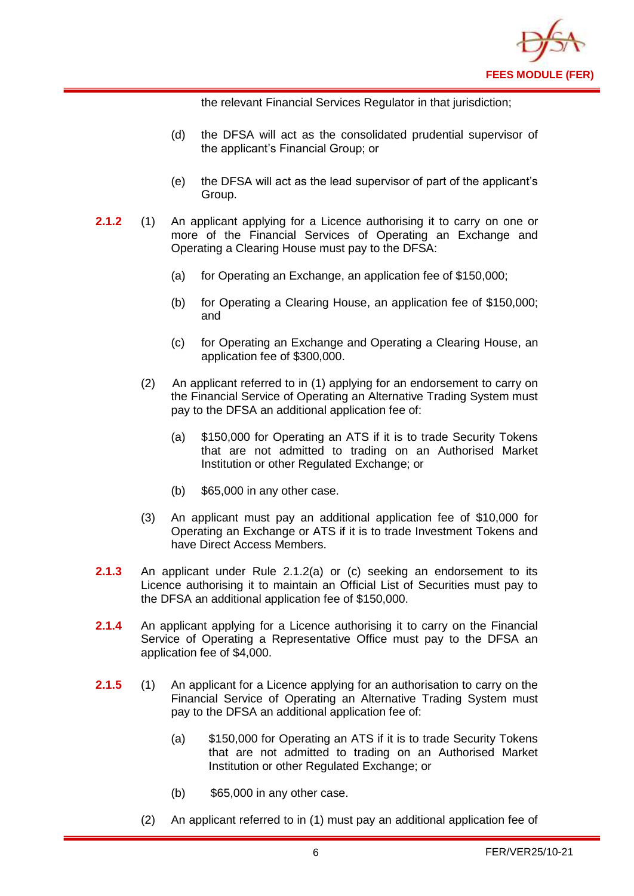the relevant Financial Services Regulator in that jurisdiction;

(d) the DFSA will act as the consolidated prudential supervisor of the applicant's Financial Group; or

(e) the DFSA will act as the lead supervisor of part of the applicant's Group.

**2.1.2** (1) An applicant applying for a Licence authorising it to carry on one or more of the Financial Services of Operating an Exchange and Operating a Clearing House must pay to the DFSA:

(a) for Operating an Exchange, an application fee of $150,000;

(b) for Operating a Clearing House, an application fee of $150,000; and

(c) for Operating an Exchange and Operating a Clearing House, an application fee of $300,000.

(2) An applicant referred to in (1) applying for an endorsement to carry on the Financial Service of Operating an Alternative Trading System must pay to the DFSA an additional application fee of:

(a) $150,000 for Operating an ATS if it is to trade Security Tokens that are not admitted to trading on an Authorised Market Institution or other Regulated Exchange; or

(b) $65,000 in any other case.

(3) An applicant must pay an additional application fee of $10,000 for Operating an Exchange or ATS if it is to trade Investment Tokens and have Direct Access Members.

**2.1.3** An applicant under Rule 2.1.2(a) or (c) seeking an endorsement to its Licence authorising it to maintain an Official List of Securities must pay to the DFSA an additional application fee of $150,000.

**2.1.4** An applicant applying for a Licence authorising it to carry on the Financial Service of Operating a Representative Office must pay to the DFSA an application fee of $4,000.

**2.1.5** (1) An applicant for a Licence applying for an authorisation to carry on the Financial Service of Operating an Alternative Trading System must pay to the DFSA an additional application fee of:

(a) $150,000 for Operating an ATS if it is to trade Security Tokens that are not admitted to trading on an Authorised Market Institution or other Regulated Exchange; or

(b) $65,000 in any other case.

(2) An applicant referred to in (1) must pay an additional application fee of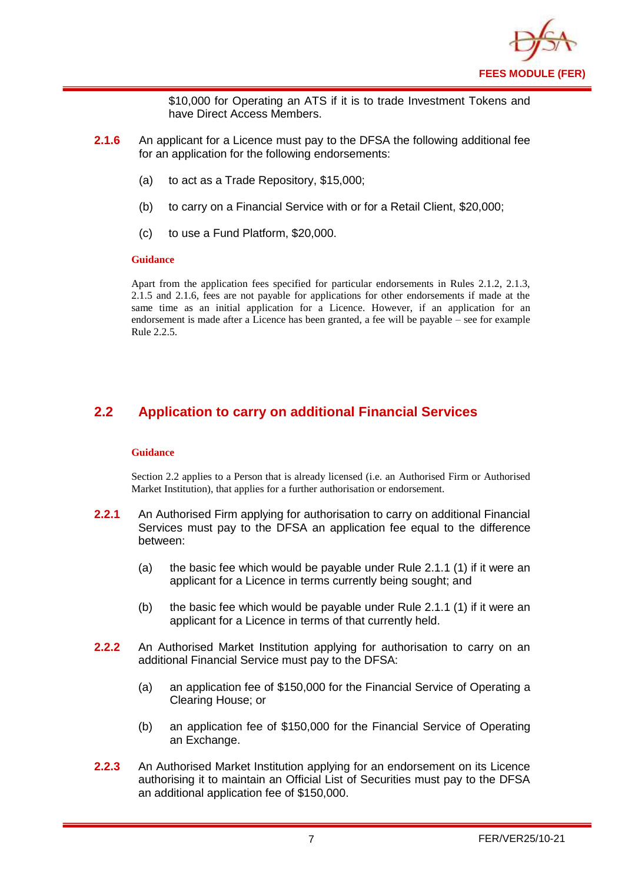$10,000 for Operating an ATS if it is to trade Investment Tokens and have Direct Access Members.

**2.1.6** An applicant for a Licence must pay to the DFSA the following additional fee for an application for the following endorsements:

(a) to act as a Trade Repository, $15,000;

(b) to carry on a Financial Service with or for a Retail Client, $20,000;

(c) to use a Fund Platform, $20,000.

**Guidance**

Apart from the application fees specified for particular endorsements in Rules 2.1.2, 2.1.3, 2.1.5 and 2.1.6, fees are not payable for applications for other endorsements if made at the same time as an initial application for a Licence. However, if an application for an endorsement is made after a Licence has been granted, a fee will be payable – see for example Rule 2.2.5.

## 2.2 Application to carry on additional Financial Services

**Guidance**

Section 2.2 applies to a Person that is already licensed (i.e. an Authorised Firm or Authorised Market Institution), that applies for a further authorisation or endorsement.

**2.2.1** An Authorised Firm applying for authorisation to carry on additional Financial Services must pay to the DFSA an application fee equal to the difference between:

(a) the basic fee which would be payable under Rule 2.1.1 (1) if it were an applicant for a Licence in terms currently being sought; and

(b) the basic fee which would be payable under Rule 2.1.1 (1) if it were an applicant for a Licence in terms of that currently held.

**2.2.2** An Authorised Market Institution applying for authorisation to carry on an additional Financial Service must pay to the DFSA:

(a) an application fee of $150,000 for the Financial Service of Operating a Clearing House; or

(b) an application fee of $150,000 for the Financial Service of Operating an Exchange.

**2.2.3** An Authorised Market Institution applying for an endorsement on its Licence authorising it to maintain an Official List of Securities must pay to the DFSA an additional application fee of $150,000.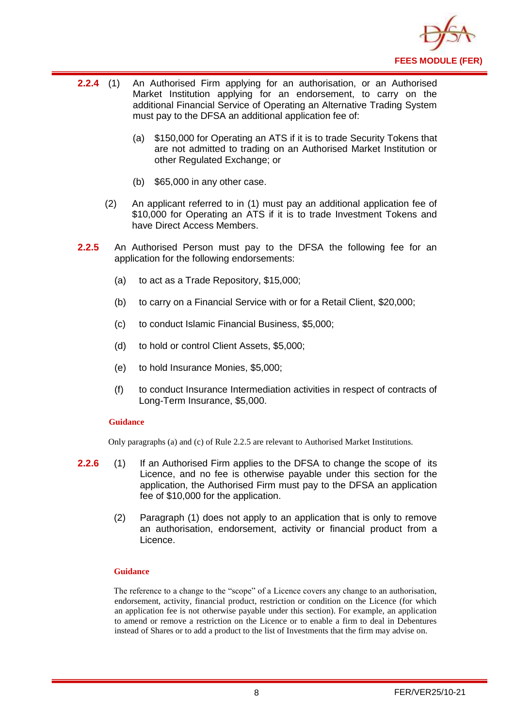**2.2.4** (1) An Authorised Firm applying for an authorisation, or an Authorised Market Institution applying for an endorsement, to carry on the additional Financial Service of Operating an Alternative Trading System must pay to the DFSA an additional application fee of:

(a) $150,000 for Operating an ATS if it is to trade Security Tokens that are not admitted to trading on an Authorised Market Institution or other Regulated Exchange; or

(b) $65,000 in any other case.

(2) An applicant referred to in (1) must pay an additional application fee of $10,000 for Operating an ATS if it is to trade Investment Tokens and have Direct Access Members.

**2.2.5** An Authorised Person must pay to the DFSA the following fee for an application for the following endorsements:

(a) to act as a Trade Repository, $15,000;

(b) to carry on a Financial Service with or for a Retail Client, $20,000;

(c) to conduct Islamic Financial Business, $5,000;

(d) to hold or control Client Assets, $5,000;

(e) to hold Insurance Monies, $5,000;

(f) to conduct Insurance Intermediation activities in respect of contracts of Long-Term Insurance, $5,000.

**Guidance**

Only paragraphs (a) and (c) of Rule 2.2.5 are relevant to Authorised Market Institutions.

**2.2.6** (1) If an Authorised Firm applies to the DFSA to change the scope of its Licence, and no fee is otherwise payable under this section for the application, the Authorised Firm must pay to the DFSA an application fee of $10,000 for the application.

(2) Paragraph (1) does not apply to an application that is only to remove an authorisation, endorsement, activity or financial product from a Licence.

**Guidance**

The reference to a change to the "scope" of a Licence covers any change to an authorisation, endorsement, activity, financial product, restriction or condition on the Licence (for which an application fee is not otherwise payable under this section). For example, an application to amend or remove a restriction on the Licence or to enable a firm to deal in Debentures instead of Shares or to add a product to the list of Investments that the firm may advise on.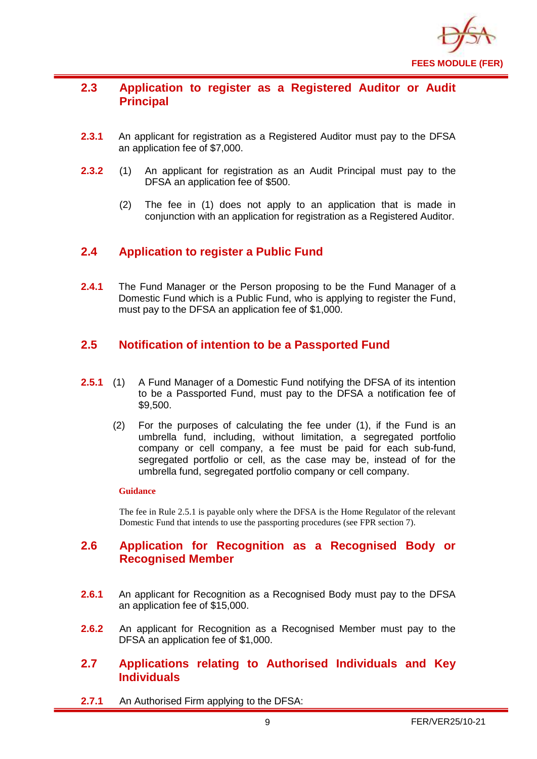## 2.3 Application to register as a Registered Auditor or Audit Principal

**2.3.1** An applicant for registration as a Registered Auditor must pay to the DFSA an application fee of $7,000.

**2.3.2** (1) An applicant for registration as an Audit Principal must pay to the DFSA an application fee of $500.

(2) The fee in (1) does not apply to an application that is made in conjunction with an application for registration as a Registered Auditor.

## 2.4 Application to register a Public Fund

**2.4.1** The Fund Manager or the Person proposing to be the Fund Manager of a Domestic Fund which is a Public Fund, who is applying to register the Fund, must pay to the DFSA an application fee of $1,000.

## 2.5 Notification of intention to be a Passported Fund

**2.5.1** (1) A Fund Manager of a Domestic Fund notifying the DFSA of its intention to be a Passported Fund, must pay to the DFSA a notification fee of $9,500.

(2) For the purposes of calculating the fee under (1), if the Fund is an umbrella fund, including, without limitation, a segregated portfolio company or cell company, a fee must be paid for each sub-fund, segregated portfolio or cell, as the case may be, instead of for the umbrella fund, segregated portfolio company or cell company.

**Guidance**

The fee in Rule 2.5.1 is payable only where the DFSA is the Home Regulator of the relevant Domestic Fund that intends to use the passporting procedures (see FPR section 7).

## 2.6 Application for Recognition as a Recognised Body or Recognised Member

**2.6.1** An applicant for Recognition as a Recognised Body must pay to the DFSA an application fee of $15,000.

**2.6.2** An applicant for Recognition as a Recognised Member must pay to the DFSA an application fee of $1,000.

## 2.7 Applications relating to Authorised Individuals and Key Individuals

**2.7.1** An Authorised Firm applying to the DFSA: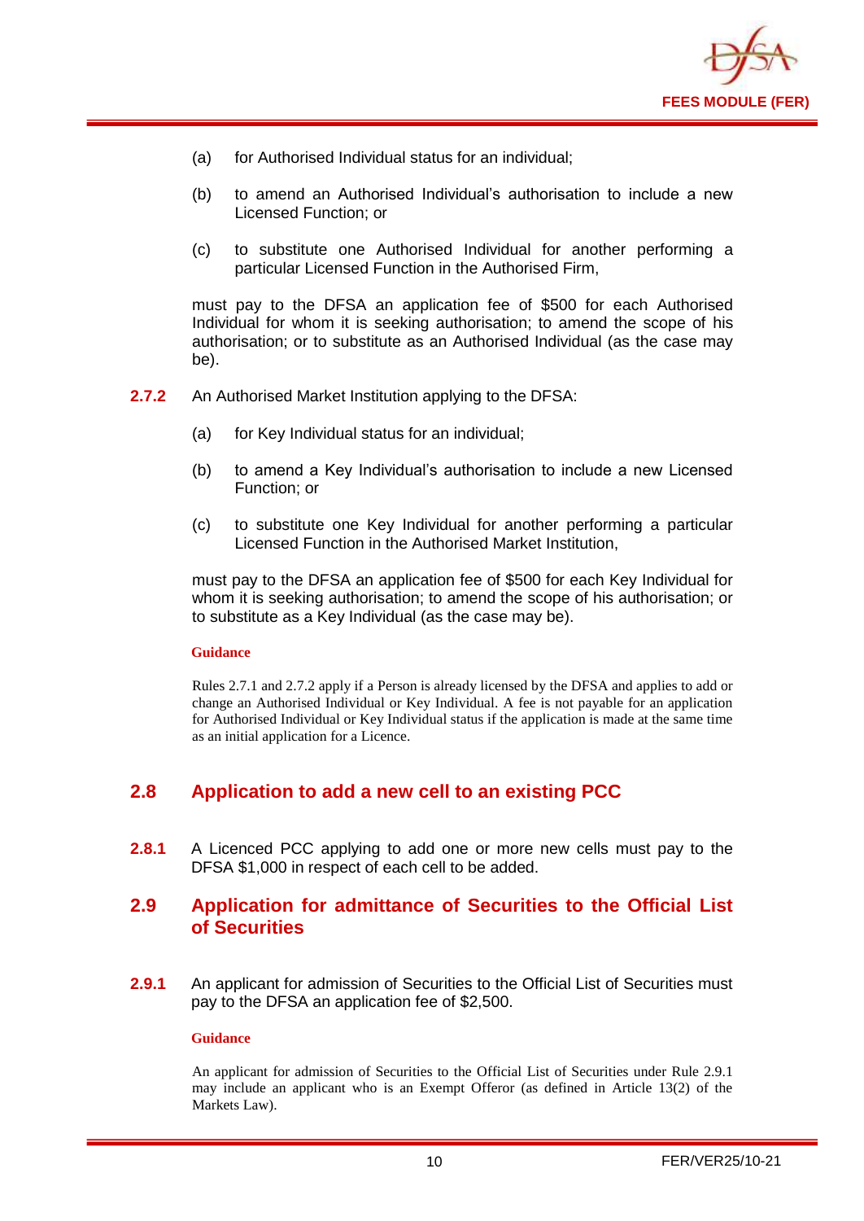(a) for Authorised Individual status for an individual;

(b) to amend an Authorised Individual's authorisation to include a new Licensed Function; or

(c) to substitute one Authorised Individual for another performing a particular Licensed Function in the Authorised Firm,

must pay to the DFSA an application fee of $500 for each Authorised Individual for whom it is seeking authorisation; to amend the scope of his authorisation; or to substitute as an Authorised Individual (as the case may be).

**2.7.2** An Authorised Market Institution applying to the DFSA:

(a) for Key Individual status for an individual;

(b) to amend a Key Individual's authorisation to include a new Licensed Function; or

(c) to substitute one Key Individual for another performing a particular Licensed Function in the Authorised Market Institution,

must pay to the DFSA an application fee of $500 for each Key Individual for whom it is seeking authorisation; to amend the scope of his authorisation; or to substitute as a Key Individual (as the case may be).

**Guidance**

Rules 2.7.1 and 2.7.2 apply if a Person is already licensed by the DFSA and applies to add or change an Authorised Individual or Key Individual. A fee is not payable for an application for Authorised Individual or Key Individual status if the application is made at the same time as an initial application for a Licence.

## 2.8 Application to add a new cell to an existing PCC

**2.8.1** A Licenced PCC applying to add one or more new cells must pay to the DFSA $1,000 in respect of each cell to be added.

## 2.9 Application for admittance of Securities to the Official List of Securities

**2.9.1** An applicant for admission of Securities to the Official List of Securities must pay to the DFSA an application fee of $2,500.

**Guidance**

An applicant for admission of Securities to the Official List of Securities under Rule 2.9.1 may include an applicant who is an Exempt Offeror (as defined in Article 13(2) of the Markets Law).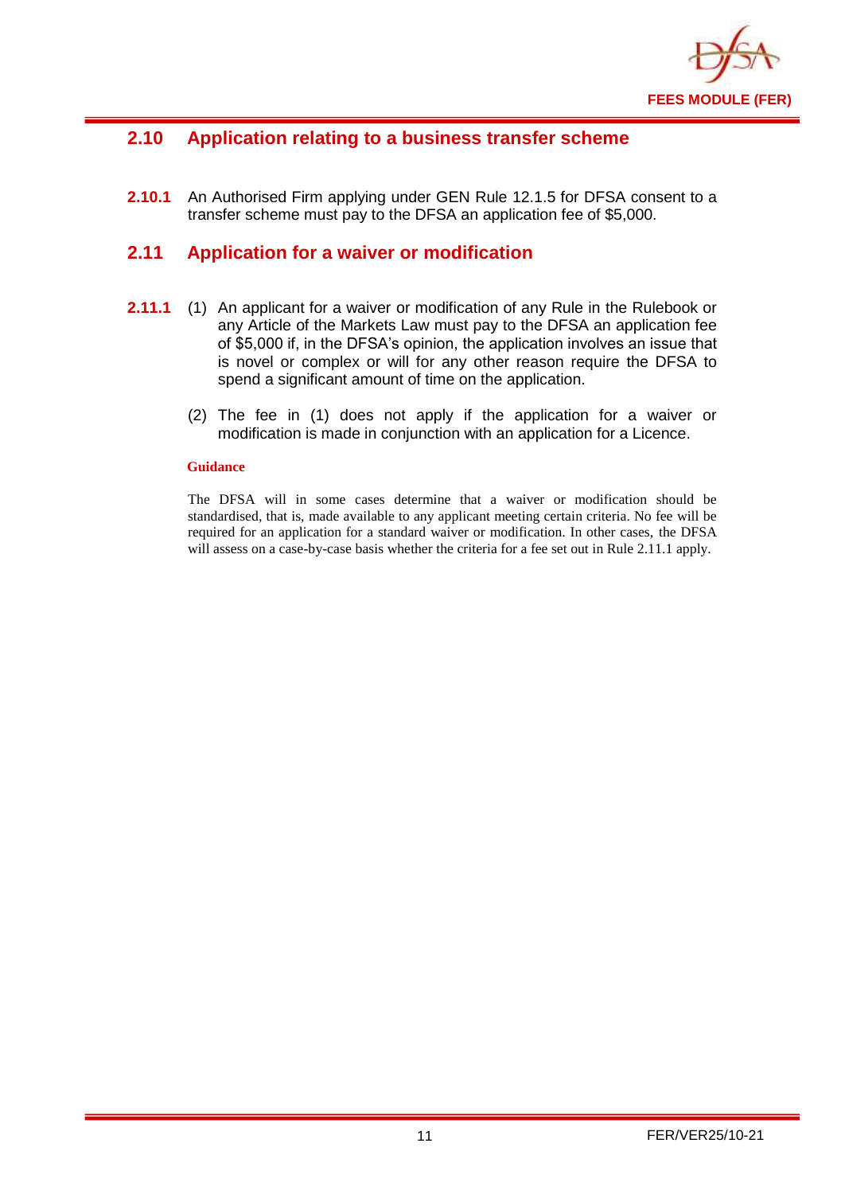## 2.10 Application relating to a business transfer scheme

**2.10.1** An Authorised Firm applying under GEN Rule 12.1.5 for DFSA consent to a transfer scheme must pay to the DFSA an application fee of $5,000.

## 2.11 Application for a waiver or modification

**2.11.1** (1) An applicant for a waiver or modification of any Rule in the Rulebook or any Article of the Markets Law must pay to the DFSA an application fee of $5,000 if, in the DFSA's opinion, the application involves an issue that is novel or complex or will for any other reason require the DFSA to spend a significant amount of time on the application.

(2) The fee in (1) does not apply if the application for a waiver or modification is made in conjunction with an application for a Licence.

**Guidance**

The DFSA will in some cases determine that a waiver or modification should be standardised, that is, made available to any applicant meeting certain criteria. No fee will be required for an application for a standard waiver or modification. In other cases, the DFSA will assess on a case-by-case basis whether the criteria for a fee set out in Rule 2.11.1 apply.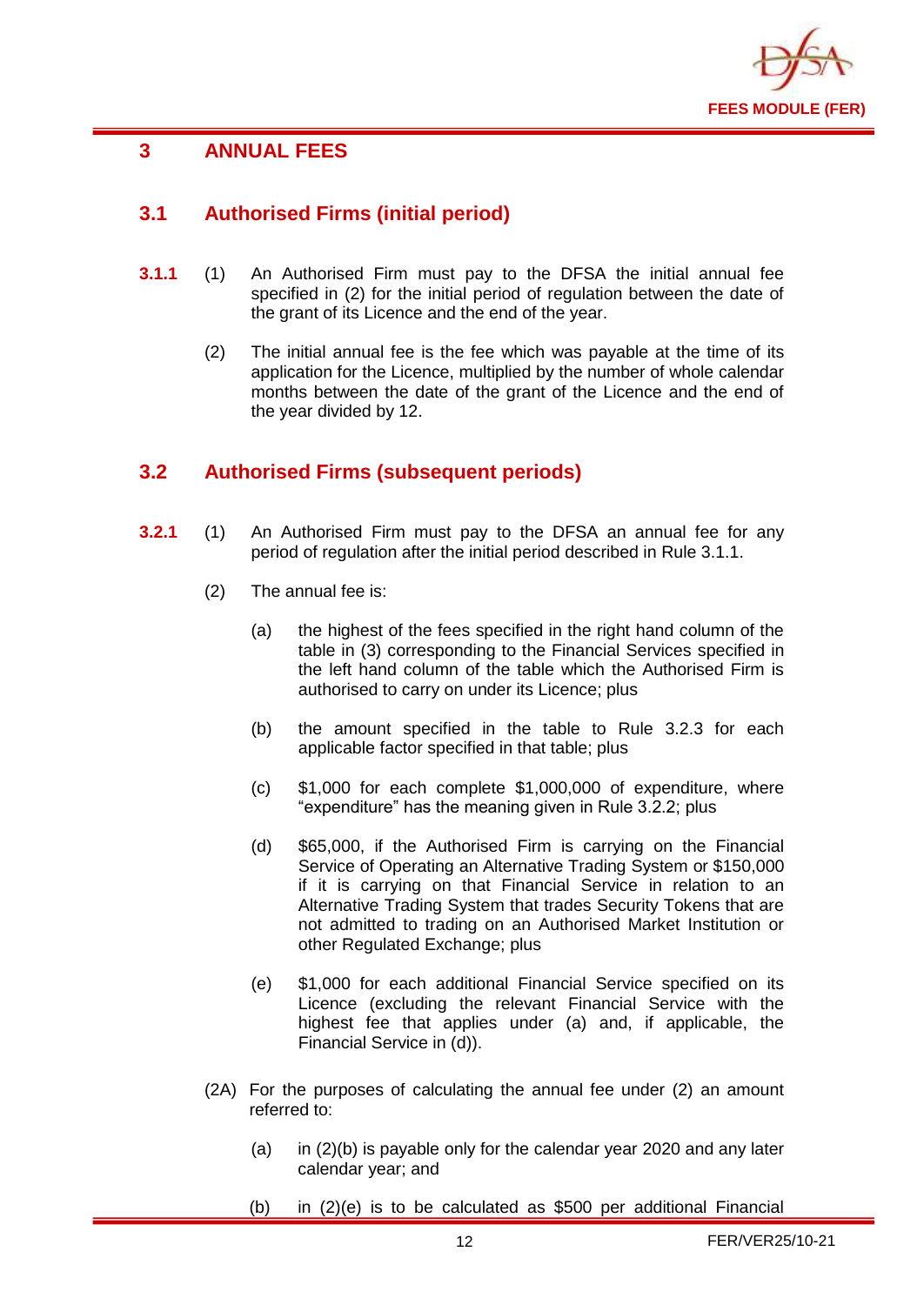# 3 ANNUAL FEES

## 3.1 Authorised Firms (initial period)

**3.1.1** (1) An Authorised Firm must pay to the DFSA the initial annual fee specified in (2) for the initial period of regulation between the date of the grant of its Licence and the end of the year.

(2) The initial annual fee is the fee which was payable at the time of its application for the Licence, multiplied by the number of whole calendar months between the date of the grant of the Licence and the end of the year divided by 12.

## 3.2 Authorised Firms (subsequent periods)

**3.2.1** (1) An Authorised Firm must pay to the DFSA an annual fee for any period of regulation after the initial period described in Rule 3.1.1.

(2) The annual fee is:

(a) the highest of the fees specified in the right hand column of the table in (3) corresponding to the Financial Services specified in the left hand column of the table which the Authorised Firm is authorised to carry on under its Licence; plus

(b) the amount specified in the table to Rule 3.2.3 for each applicable factor specified in that table; plus

(c) $1,000 for each complete $1,000,000 of expenditure, where "expenditure" has the meaning given in Rule 3.2.2; plus

(d) $65,000, if the Authorised Firm is carrying on the Financial Service of Operating an Alternative Trading System or $150,000 if it is carrying on that Financial Service in relation to an Alternative Trading System that trades Security Tokens that are not admitted to trading on an Authorised Market Institution or other Regulated Exchange; plus

(e) $1,000 for each additional Financial Service specified on its Licence (excluding the relevant Financial Service with the highest fee that applies under (a) and, if applicable, the Financial Service in (d)).

(2A) For the purposes of calculating the annual fee under (2) an amount referred to:

(a) in (2)(b) is payable only for the calendar year 2020 and any later calendar year; and

(b) in (2)(e) is to be calculated as $500 per additional Financial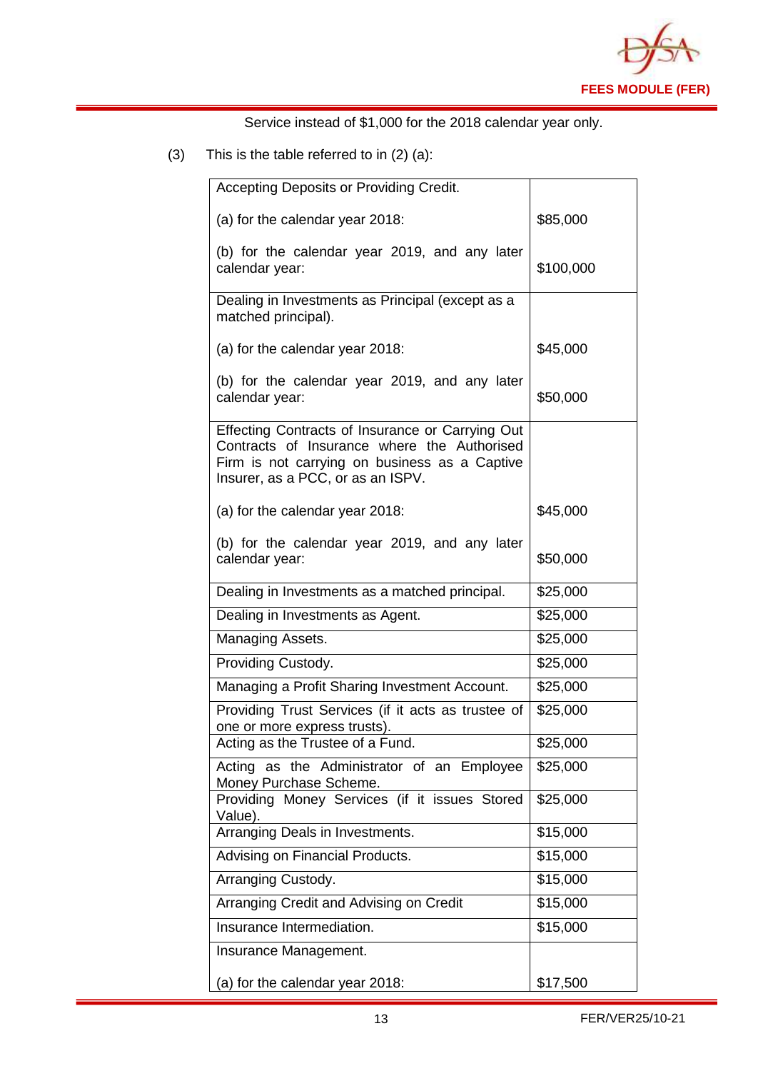Service instead of $1,000 for the 2018 calendar year only.

(3) This is the table referred to in (2) (a):

| Activity | Fee |
|---|---|
| Accepting Deposits or Providing Credit.<br><br>(a) for the calendar year 2018:<br><br>(b) for the calendar year 2019, and any later calendar year: | <br><br>$85,000<br><br>$100,000 |
| Dealing in Investments as Principal (except as a matched principal).<br><br>(a) for the calendar year 2018:<br><br>(b) for the calendar year 2019, and any later calendar year: | <br><br>$45,000<br><br>$50,000 |
| Effecting Contracts of Insurance or Carrying Out Contracts of Insurance where the Authorised Firm is not carrying on business as a Captive Insurer, as a PCC, or as an ISPV.<br><br>(a) for the calendar year 2018:<br><br>(b) for the calendar year 2019, and any later calendar year: | <br><br>$45,000<br><br>$50,000 |
| Dealing in Investments as a matched principal. | $25,000 |
| Dealing in Investments as Agent. | $25,000 |
| Managing Assets. | $25,000 |
| Providing Custody. | $25,000 |
| Managing a Profit Sharing Investment Account. | $25,000 |
| Providing Trust Services (if it acts as trustee of one or more express trusts). | $25,000 |
| Acting as the Trustee of a Fund. | $25,000 |
| Acting as the Administrator of an Employee Money Purchase Scheme. | $25,000 |
| Providing Money Services (if it issues Stored Value). | $25,000 |
| Arranging Deals in Investments. | $15,000 |
| Advising on Financial Products. | $15,000 |
| Arranging Custody. | $15,000 |
| Arranging Credit and Advising on Credit | $15,000 |
| Insurance Intermediation. | $15,000 |
| Insurance Management.<br><br>(a) for the calendar year 2018: | <br><br>$17,500 |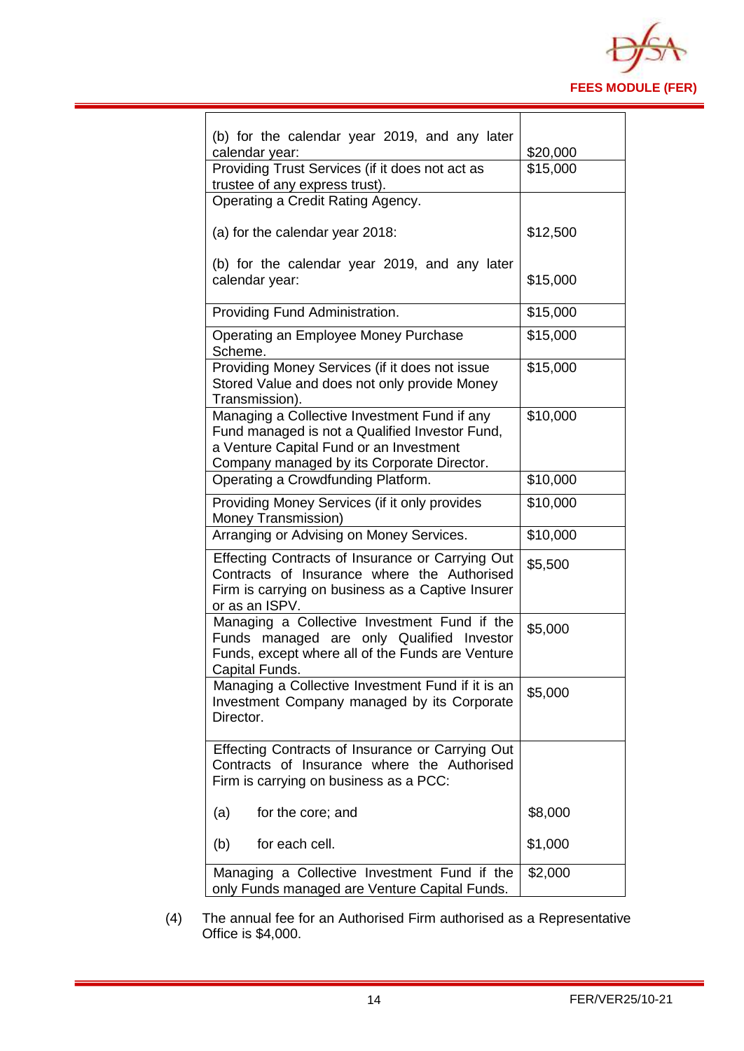| | |
|---|---|
| (b) for the calendar year 2019, and any later calendar year: | $20,000 |
| Providing Trust Services (if it does not act as trustee of any express trust). | $15,000 |
| Operating a Credit Rating Agency.<br><br>(a) for the calendar year 2018:<br><br>(b) for the calendar year 2019, and any later calendar year: | <br><br>$12,500<br><br>$15,000 |
| Providing Fund Administration. | $15,000 |
| Operating an Employee Money Purchase Scheme. | $15,000 |
| Providing Money Services (if it does not issue Stored Value and does not only provide Money Transmission). | $15,000 |
| Managing a Collective Investment Fund if any Fund managed is not a Qualified Investor Fund, a Venture Capital Fund or an Investment Company managed by its Corporate Director. | $10,000 |
| Operating a Crowdfunding Platform. | $10,000 |
| Providing Money Services (if it only provides Money Transmission) | $10,000 |
| Arranging or Advising on Money Services. | $10,000 |
| Effecting Contracts of Insurance or Carrying Out Contracts of Insurance where the Authorised Firm is carrying on business as a Captive Insurer or as an ISPV. | $5,500 |
| Managing a Collective Investment Fund if the Funds managed are only Qualified Investor Funds, except where all of the Funds are Venture Capital Funds. | $5,000 |
| Managing a Collective Investment Fund if it is an Investment Company managed by its Corporate Director. | $5,000 |
| Effecting Contracts of Insurance or Carrying Out Contracts of Insurance where the Authorised Firm is carrying on business as a PCC:<br><br>(a) for the core; and<br><br>(b) for each cell. | <br><br>$8,000<br><br>$1,000 |
| Managing a Collective Investment Fund if the only Funds managed are Venture Capital Funds. | $2,000 |

(4) The annual fee for an Authorised Firm authorised as a Representative Office is $4,000.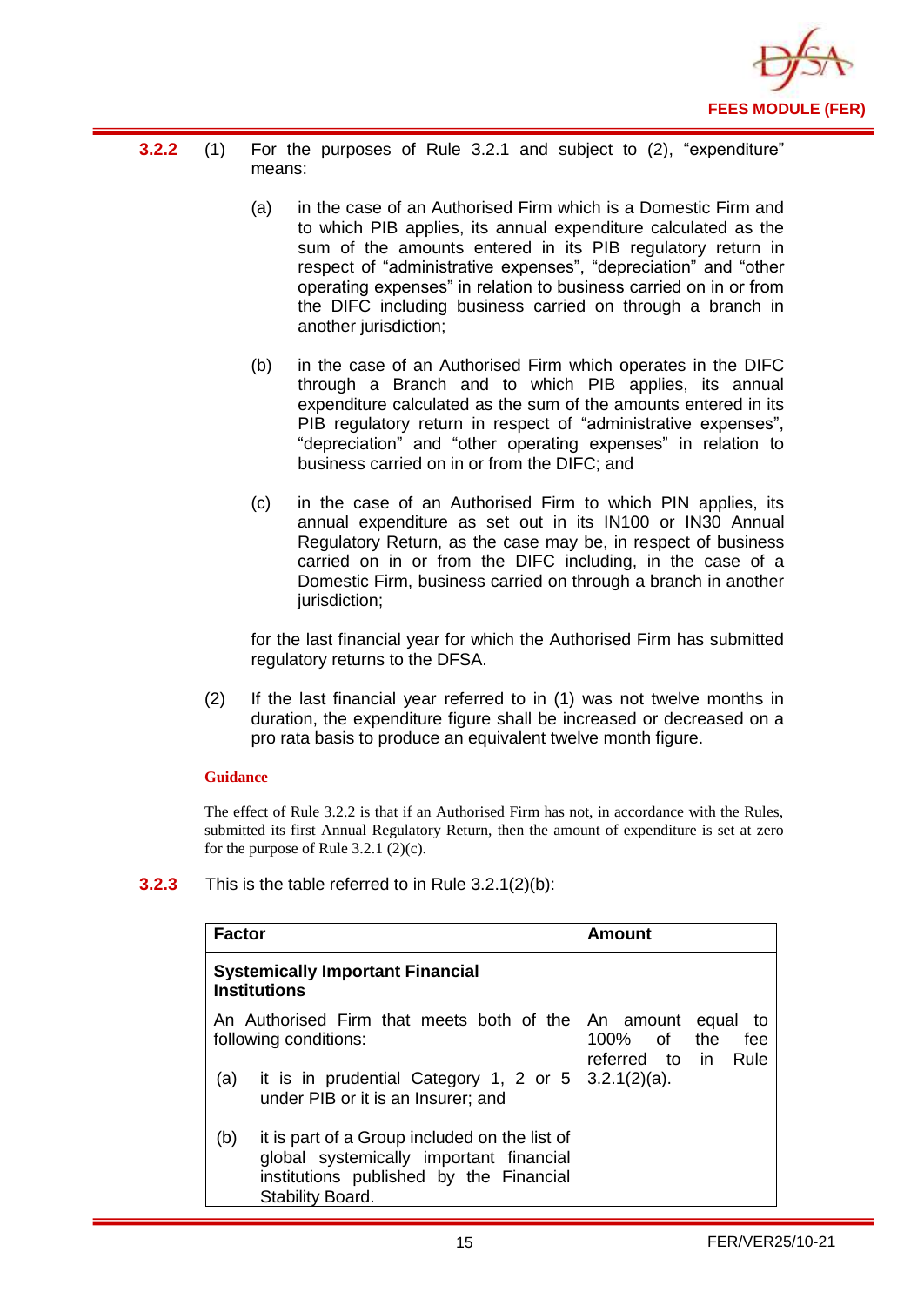**3.2.2** (1) For the purposes of Rule 3.2.1 and subject to (2), "expenditure" means:

(a) in the case of an Authorised Firm which is a Domestic Firm and to which PIB applies, its annual expenditure calculated as the sum of the amounts entered in its PIB regulatory return in respect of "administrative expenses", "depreciation" and "other operating expenses" in relation to business carried on in or from the DIFC including business carried on through a branch in another jurisdiction;

(b) in the case of an Authorised Firm which operates in the DIFC through a Branch and to which PIB applies, its annual expenditure calculated as the sum of the amounts entered in its PIB regulatory return in respect of "administrative expenses", "depreciation" and "other operating expenses" in relation to business carried on in or from the DIFC; and

(c) in the case of an Authorised Firm to which PIN applies, its annual expenditure as set out in its IN100 or IN30 Annual Regulatory Return, as the case may be, in respect of business carried on in or from the DIFC including, in the case of a Domestic Firm, business carried on through a branch in another jurisdiction;

for the last financial year for which the Authorised Firm has submitted regulatory returns to the DFSA.

(2) If the last financial year referred to in (1) was not twelve months in duration, the expenditure figure shall be increased or decreased on a pro rata basis to produce an equivalent twelve month figure.

**Guidance**

The effect of Rule 3.2.2 is that if an Authorised Firm has not, in accordance with the Rules, submitted its first Annual Regulatory Return, then the amount of expenditure is set at zero for the purpose of Rule 3.2.1 (2)(c).

**3.2.3** This is the table referred to in Rule 3.2.1(2)(b):

| Factor | Amount |
| --- | --- |
| **Systemically Important Financial Institutions** | |
| An Authorised Firm that meets both of the following conditions:<br>(a) it is in prudential Category 1, 2 or 5 under PIB or it is an Insurer; and<br>(b) it is part of a Group included on the list of global systemically important financial institutions published by the Financial Stability Board. | An amount equal to 100% of the fee referred to in Rule 3.2.1(2)(a). |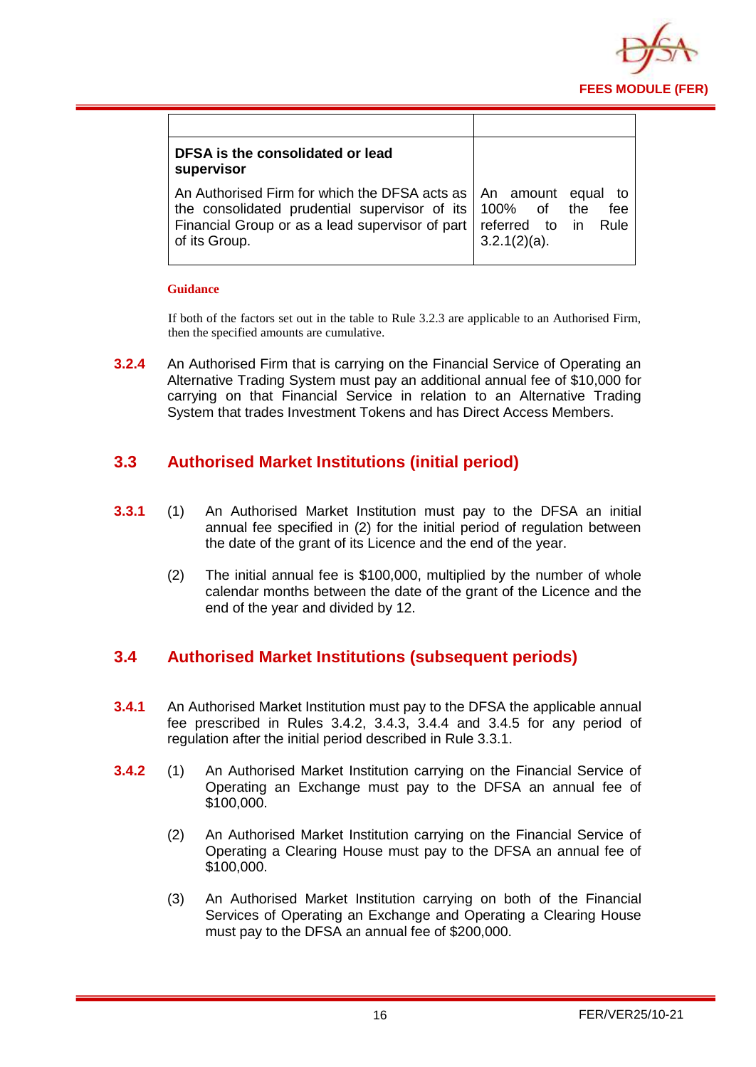| | |
|---|---|
| **DFSA is the consolidated or lead supervisor**<br><br>An Authorised Firm for which the DFSA acts as the consolidated prudential supervisor of its Financial Group or as a lead supervisor of part of its Group. | An amount equal to 100% of the fee referred to in Rule 3.2.1(2)(a). |

**Guidance**

If both of the factors set out in the table to Rule 3.2.3 are applicable to an Authorised Firm, then the specified amounts are cumulative.

**3.2.4** An Authorised Firm that is carrying on the Financial Service of Operating an Alternative Trading System must pay an additional annual fee of $10,000 for carrying on that Financial Service in relation to an Alternative Trading System that trades Investment Tokens and has Direct Access Members.

## 3.3 Authorised Market Institutions (initial period)

**3.3.1** (1) An Authorised Market Institution must pay to the DFSA an initial annual fee specified in (2) for the initial period of regulation between the date of the grant of its Licence and the end of the year.

(2) The initial annual fee is $100,000, multiplied by the number of whole calendar months between the date of the grant of the Licence and the end of the year and divided by 12.

## 3.4 Authorised Market Institutions (subsequent periods)

**3.4.1** An Authorised Market Institution must pay to the DFSA the applicable annual fee prescribed in Rules 3.4.2, 3.4.3, 3.4.4 and 3.4.5 for any period of regulation after the initial period described in Rule 3.3.1.

**3.4.2** (1) An Authorised Market Institution carrying on the Financial Service of Operating an Exchange must pay to the DFSA an annual fee of $100,000.

(2) An Authorised Market Institution carrying on the Financial Service of Operating a Clearing House must pay to the DFSA an annual fee of $100,000.

(3) An Authorised Market Institution carrying on both of the Financial Services of Operating an Exchange and Operating a Clearing House must pay to the DFSA an annual fee of $200,000.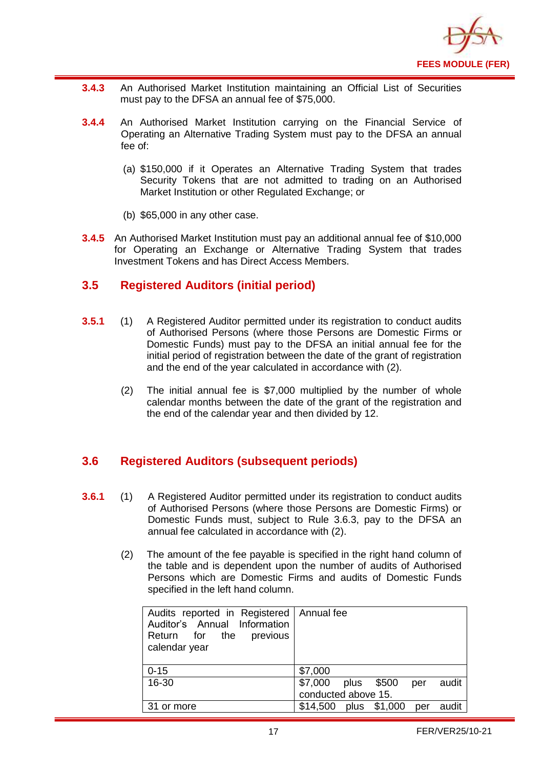**3.4.3** An Authorised Market Institution maintaining an Official List of Securities must pay to the DFSA an annual fee of $75,000.

**3.4.4** An Authorised Market Institution carrying on the Financial Service of Operating an Alternative Trading System must pay to the DFSA an annual fee of:

(a) $150,000 if it Operates an Alternative Trading System that trades Security Tokens that are not admitted to trading on an Authorised Market Institution or other Regulated Exchange; or

(b) $65,000 in any other case.

**3.4.5** An Authorised Market Institution must pay an additional annual fee of $10,000 for Operating an Exchange or Alternative Trading System that trades Investment Tokens and has Direct Access Members.

## 3.5 Registered Auditors (initial period)

**3.5.1** (1) A Registered Auditor permitted under its registration to conduct audits of Authorised Persons (where those Persons are Domestic Firms or Domestic Funds) must pay to the DFSA an initial annual fee for the initial period of registration between the date of the grant of registration and the end of the year calculated in accordance with (2).

(2) The initial annual fee is $7,000 multiplied by the number of whole calendar months between the date of the grant of the registration and the end of the calendar year and then divided by 12.

## 3.6 Registered Auditors (subsequent periods)

**3.6.1** (1) A Registered Auditor permitted under its registration to conduct audits of Authorised Persons (where those Persons are Domestic Firms) or Domestic Funds must, subject to Rule 3.6.3, pay to the DFSA an annual fee calculated in accordance with (2).

(2) The amount of the fee payable is specified in the right hand column of the table and is dependent upon the number of audits of Authorised Persons which are Domestic Firms and audits of Domestic Funds specified in the left hand column.

| Audits reported in Registered Auditor's Annual Information Return for the previous calendar year | Annual fee |
|---|---|
| 0-15 | $7,000 |
| 16-30 | $7,000 plus $500 per audit conducted above 15. |
| 31 or more | $14,500 plus $1,000 per audit |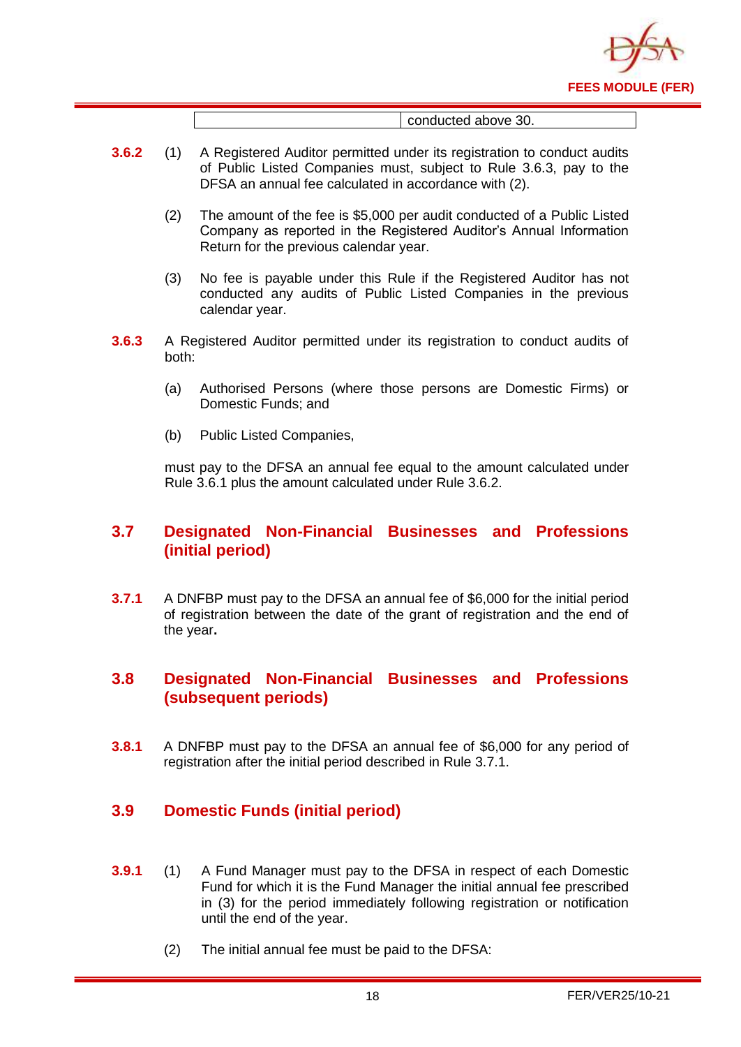| | conducted above 30. |
|---|---|

**3.6.2** (1) A Registered Auditor permitted under its registration to conduct audits of Public Listed Companies must, subject to Rule 3.6.3, pay to the DFSA an annual fee calculated in accordance with (2).

(2) The amount of the fee is $5,000 per audit conducted of a Public Listed Company as reported in the Registered Auditor's Annual Information Return for the previous calendar year.

(3) No fee is payable under this Rule if the Registered Auditor has not conducted any audits of Public Listed Companies in the previous calendar year.

**3.6.3** A Registered Auditor permitted under its registration to conduct audits of both:

(a) Authorised Persons (where those persons are Domestic Firms) or Domestic Funds; and

(b) Public Listed Companies,

must pay to the DFSA an annual fee equal to the amount calculated under Rule 3.6.1 plus the amount calculated under Rule 3.6.2.

## 3.7 Designated Non-Financial Businesses and Professions (initial period)

**3.7.1** A DNFBP must pay to the DFSA an annual fee of $6,000 for the initial period of registration between the date of the grant of registration and the end of the year**.**

## 3.8 Designated Non-Financial Businesses and Professions (subsequent periods)

**3.8.1** A DNFBP must pay to the DFSA an annual fee of $6,000 for any period of registration after the initial period described in Rule 3.7.1.

## 3.9 Domestic Funds (initial period)

**3.9.1** (1) A Fund Manager must pay to the DFSA in respect of each Domestic Fund for which it is the Fund Manager the initial annual fee prescribed in (3) for the period immediately following registration or notification until the end of the year.

(2) The initial annual fee must be paid to the DFSA: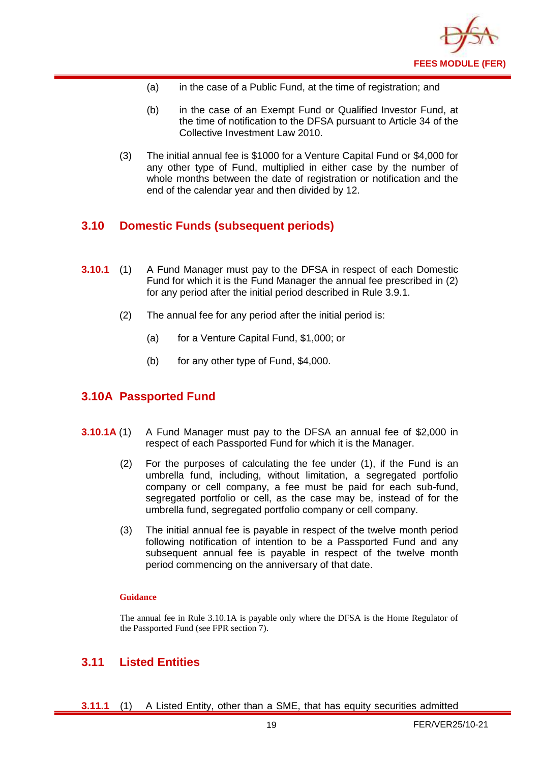(a) in the case of a Public Fund, at the time of registration; and

(b) in the case of an Exempt Fund or Qualified Investor Fund, at the time of notification to the DFSA pursuant to Article 34 of the Collective Investment Law 2010.

(3) The initial annual fee is $1000 for a Venture Capital Fund or $4,000 for any other type of Fund, multiplied in either case by the number of whole months between the date of registration or notification and the end of the calendar year and then divided by 12.

## 3.10 Domestic Funds (subsequent periods)

**3.10.1** (1) A Fund Manager must pay to the DFSA in respect of each Domestic Fund for which it is the Fund Manager the annual fee prescribed in (2) for any period after the initial period described in Rule 3.9.1.

(2) The annual fee for any period after the initial period is:

(a) for a Venture Capital Fund, $1,000; or

(b) for any other type of Fund, $4,000.

## 3.10A Passported Fund

**3.10.1A** (1) A Fund Manager must pay to the DFSA an annual fee of $2,000 in respect of each Passported Fund for which it is the Manager.

(2) For the purposes of calculating the fee under (1), if the Fund is an umbrella fund, including, without limitation, a segregated portfolio company or cell company, a fee must be paid for each sub-fund, segregated portfolio or cell, as the case may be, instead of for the umbrella fund, segregated portfolio company or cell company.

(3) The initial annual fee is payable in respect of the twelve month period following notification of intention to be a Passported Fund and any subsequent annual fee is payable in respect of the twelve month period commencing on the anniversary of that date.

**Guidance**

The annual fee in Rule 3.10.1A is payable only where the DFSA is the Home Regulator of the Passported Fund (see FPR section 7).

## 3.11 Listed Entities

**3.11.1** (1) A Listed Entity, other than a SME, that has equity securities admitted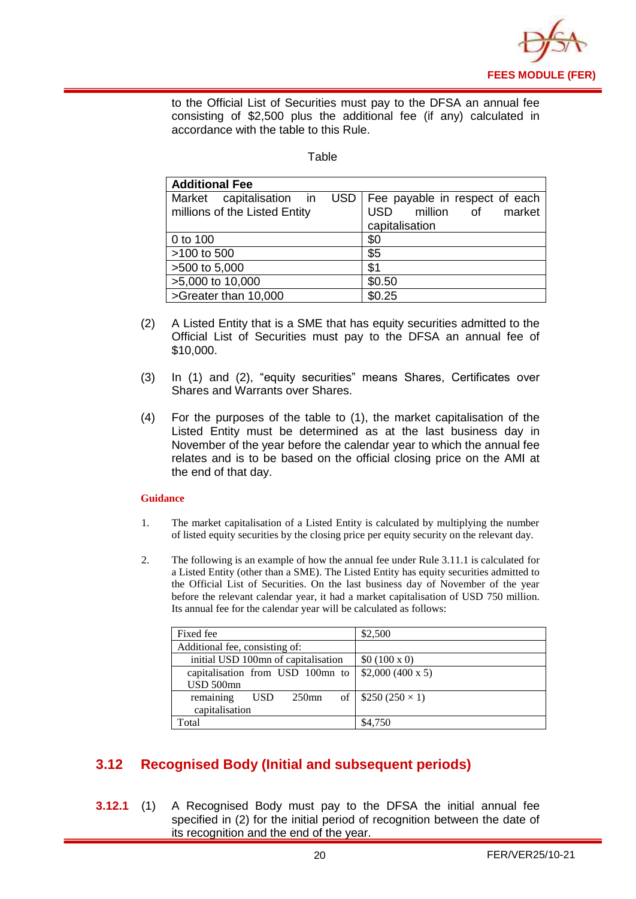to the Official List of Securities must pay to the DFSA an annual fee consisting of $2,500 plus the additional fee (if any) calculated in accordance with the table to this Rule.

Table

| Additional Fee | |
|---|---|
| Market capitalisation in USD millions of the Listed Entity | Fee payable in respect of each USD million of market capitalisation |
| 0 to 100 | $0 |
| >100 to 500 | $5 |
| >500 to 5,000 | $1 |
| >5,000 to 10,000 | $0.50 |
| >Greater than 10,000 | $0.25 |

(2) A Listed Entity that is a SME that has equity securities admitted to the Official List of Securities must pay to the DFSA an annual fee of $10,000.

(3) In (1) and (2), "equity securities" means Shares, Certificates over Shares and Warrants over Shares.

(4) For the purposes of the table to (1), the market capitalisation of the Listed Entity must be determined as at the last business day in November of the year before the calendar year to which the annual fee relates and is to be based on the official closing price on the AMI at the end of that day.

**Guidance**

1. The market capitalisation of a Listed Entity is calculated by multiplying the number of listed equity securities by the closing price per equity security on the relevant day.

2. The following is an example of how the annual fee under Rule 3.11.1 is calculated for a Listed Entity (other than a SME). The Listed Entity has equity securities admitted to the Official List of Securities. On the last business day of November of the year before the relevant calendar year, it had a market capitalisation of USD 750 million. Its annual fee for the calendar year will be calculated as follows:

| Fixed fee | $2,500 |
|---|---|
| Additional fee, consisting of: | |
| initial USD 100mn of capitalisation | $0 (100 x 0) |
| capitalisation from USD 100mn to USD 500mn | $2,000 (400 x 5) |
| remaining USD 250mn of capitalisation | $250 (250 × 1) |
| Total | $4,750 |

## 3.12 Recognised Body (Initial and subsequent periods)

**3.12.1** (1) A Recognised Body must pay to the DFSA the initial annual fee specified in (2) for the initial period of recognition between the date of its recognition and the end of the year.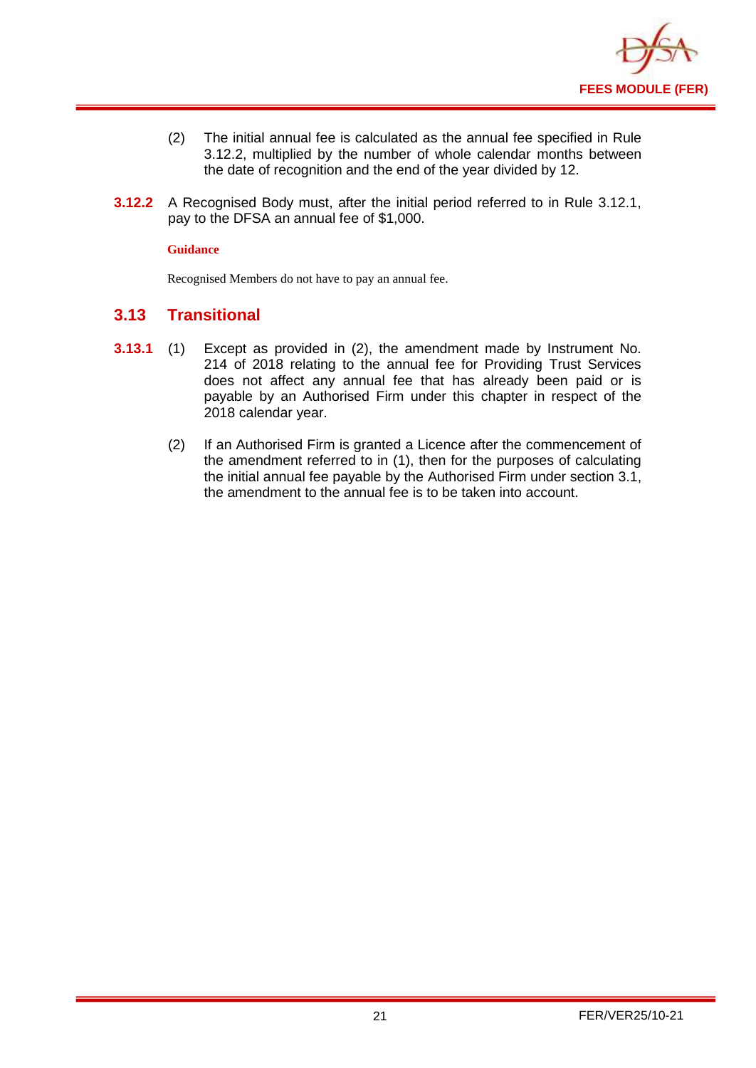(2) The initial annual fee is calculated as the annual fee specified in Rule 3.12.2, multiplied by the number of whole calendar months between the date of recognition and the end of the year divided by 12.

**3.12.2** A Recognised Body must, after the initial period referred to in Rule 3.12.1, pay to the DFSA an annual fee of $1,000.

**Guidance**

Recognised Members do not have to pay an annual fee.

## 3.13 Transitional

**3.13.1** (1) Except as provided in (2), the amendment made by Instrument No. 214 of 2018 relating to the annual fee for Providing Trust Services does not affect any annual fee that has already been paid or is payable by an Authorised Firm under this chapter in respect of the 2018 calendar year.

(2) If an Authorised Firm is granted a Licence after the commencement of the amendment referred to in (1), then for the purposes of calculating the initial annual fee payable by the Authorised Firm under section 3.1, the amendment to the annual fee is to be taken into account.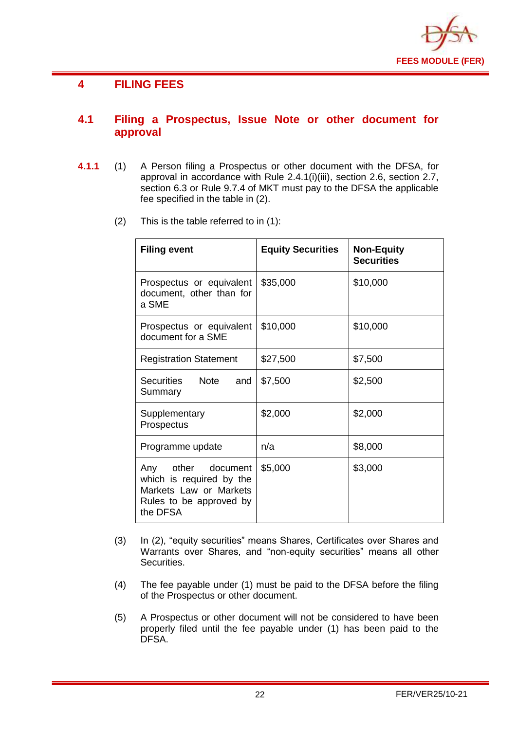# 4 FILING FEES

## 4.1 Filing a Prospectus, Issue Note or other document for approval

**4.1.1** (1) A Person filing a Prospectus or other document with the DFSA, for approval in accordance with Rule 2.4.1(i)(iii), section 2.6, section 2.7, section 6.3 or Rule 9.7.4 of MKT must pay to the DFSA the applicable fee specified in the table in (2).

(2) This is the table referred to in (1):

| Filing event | Equity Securities | Non-Equity Securities |
|---|---|---|
| Prospectus or equivalent document, other than for a SME | $35,000 | $10,000 |
| Prospectus or equivalent document for a SME | $10,000 | $10,000 |
| Registration Statement | $27,500 | $7,500 |
| Securities Note and Summary | $7,500 | $2,500 |
| Supplementary Prospectus | $2,000 | $2,000 |
| Programme update | n/a | $8,000 |
| Any other document which is required by the Markets Law or Markets Rules to be approved by the DFSA | $5,000 | $3,000 |

(3) In (2), "equity securities" means Shares, Certificates over Shares and Warrants over Shares, and "non-equity securities" means all other Securities.

(4) The fee payable under (1) must be paid to the DFSA before the filing of the Prospectus or other document.

(5) A Prospectus or other document will not be considered to have been properly filed until the fee payable under (1) has been paid to the DFSA.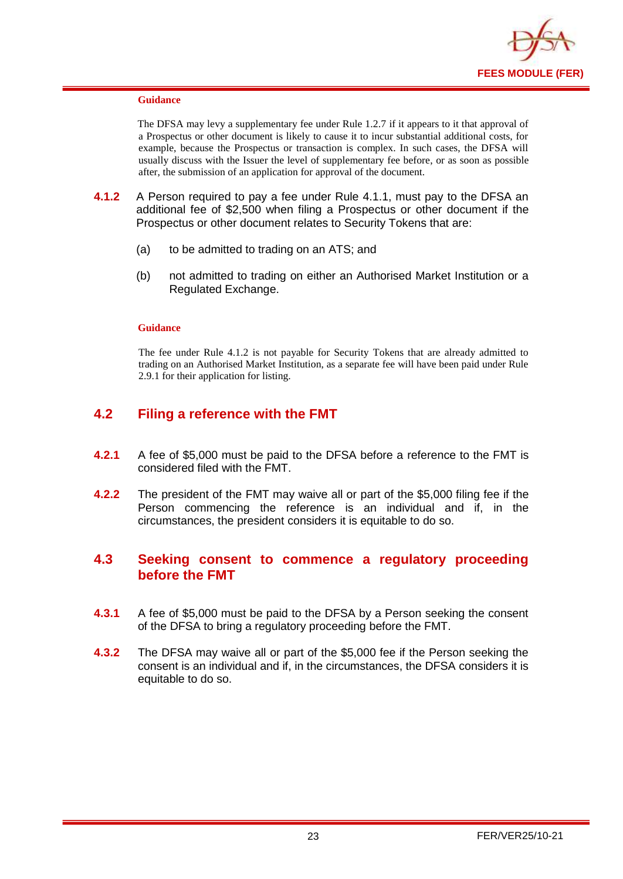**Guidance**

The DFSA may levy a supplementary fee under Rule 1.2.7 if it appears to it that approval of a Prospectus or other document is likely to cause it to incur substantial additional costs, for example, because the Prospectus or transaction is complex. In such cases, the DFSA will usually discuss with the Issuer the level of supplementary fee before, or as soon as possible after, the submission of an application for approval of the document.

**4.1.2** A Person required to pay a fee under Rule 4.1.1, must pay to the DFSA an additional fee of $2,500 when filing a Prospectus or other document if the Prospectus or other document relates to Security Tokens that are:

(a) to be admitted to trading on an ATS; and

(b) not admitted to trading on either an Authorised Market Institution or a Regulated Exchange.

**Guidance**

The fee under Rule 4.1.2 is not payable for Security Tokens that are already admitted to trading on an Authorised Market Institution, as a separate fee will have been paid under Rule 2.9.1 for their application for listing.

## 4.2 Filing a reference with the FMT

**4.2.1** A fee of $5,000 must be paid to the DFSA before a reference to the FMT is considered filed with the FMT.

**4.2.2** The president of the FMT may waive all or part of the $5,000 filing fee if the Person commencing the reference is an individual and if, in the circumstances, the president considers it is equitable to do so.

## 4.3 Seeking consent to commence a regulatory proceeding before the FMT

**4.3.1** A fee of $5,000 must be paid to the DFSA by a Person seeking the consent of the DFSA to bring a regulatory proceeding before the FMT.

**4.3.2** The DFSA may waive all or part of the $5,000 fee if the Person seeking the consent is an individual and if, in the circumstances, the DFSA considers it is equitable to do so.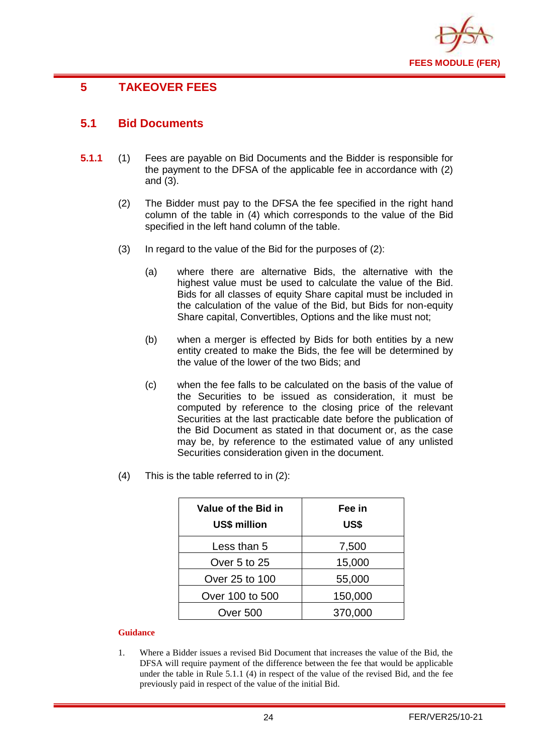# 5 TAKEOVER FEES

## 5.1 Bid Documents

**5.1.1** (1) Fees are payable on Bid Documents and the Bidder is responsible for the payment to the DFSA of the applicable fee in accordance with (2) and (3).

(2) The Bidder must pay to the DFSA the fee specified in the right hand column of the table in (4) which corresponds to the value of the Bid specified in the left hand column of the table.

(3) In regard to the value of the Bid for the purposes of (2):

(a) where there are alternative Bids, the alternative with the highest value must be used to calculate the value of the Bid. Bids for all classes of equity Share capital must be included in the calculation of the value of the Bid, but Bids for non-equity Share capital, Convertibles, Options and the like must not;

(b) when a merger is effected by Bids for both entities by a new entity created to make the Bids, the fee will be determined by the value of the lower of the two Bids; and

(c) when the fee falls to be calculated on the basis of the value of the Securities to be issued as consideration, it must be computed by reference to the closing price of the relevant Securities at the last practicable date before the publication of the Bid Document as stated in that document or, as the case may be, by reference to the estimated value of any unlisted Securities consideration given in the document.

(4) This is the table referred to in (2):

| Value of the Bid in US$ million | Fee in US$ |
|---|---|
| Less than 5 | 7,500 |
| Over 5 to 25 | 15,000 |
| Over 25 to 100 | 55,000 |
| Over 100 to 500 | 150,000 |
| Over 500 | 370,000 |

**Guidance**

1. Where a Bidder issues a revised Bid Document that increases the value of the Bid, the DFSA will require payment of the difference between the fee that would be applicable under the table in Rule 5.1.1 (4) in respect of the value of the revised Bid, and the fee previously paid in respect of the value of the initial Bid.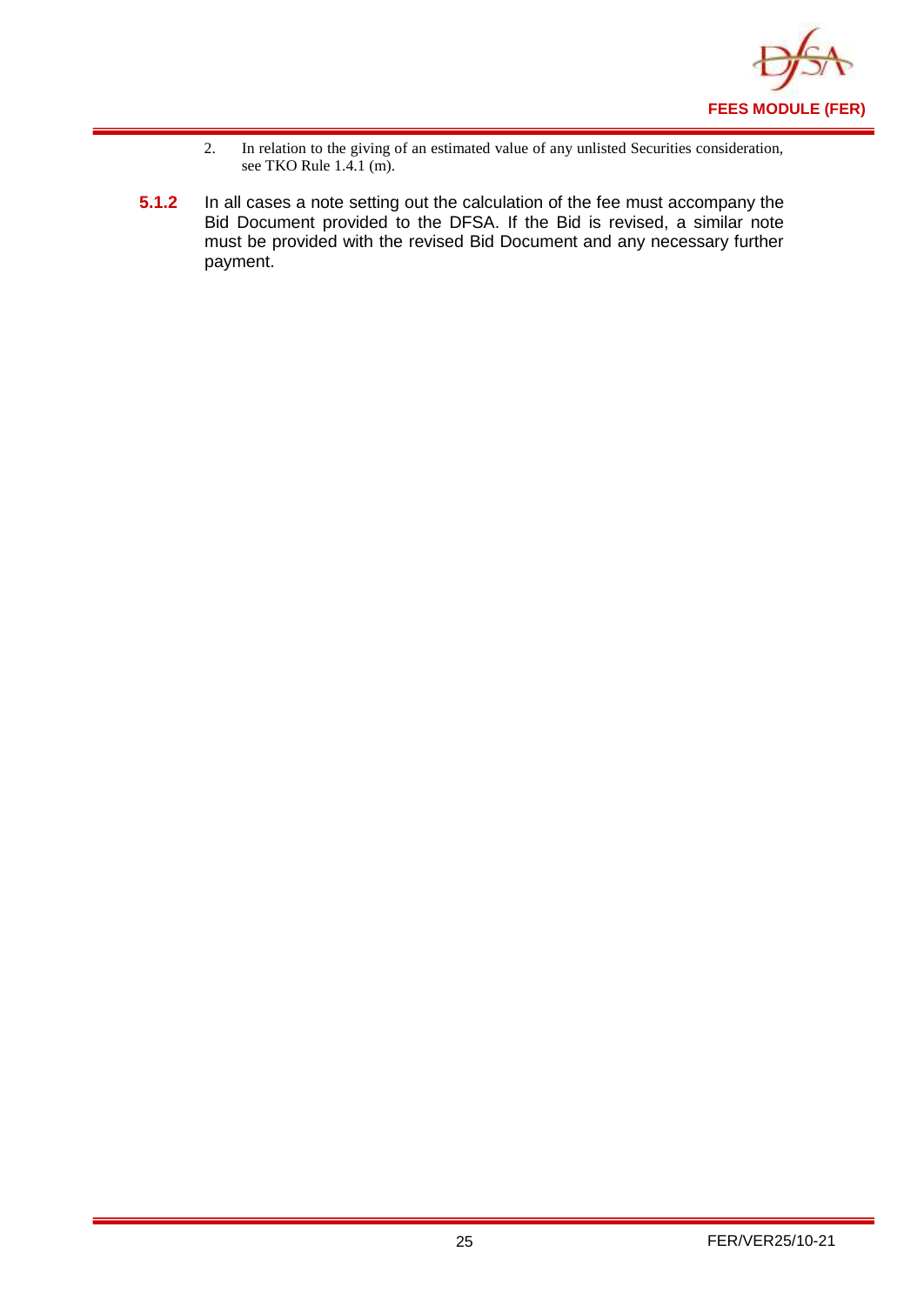2. In relation to the giving of an estimated value of any unlisted Securities consideration, see TKO Rule 1.4.1 (m).

**5.1.2** In all cases a note setting out the calculation of the fee must accompany the Bid Document provided to the DFSA. If the Bid is revised, a similar note must be provided with the revised Bid Document and any necessary further payment.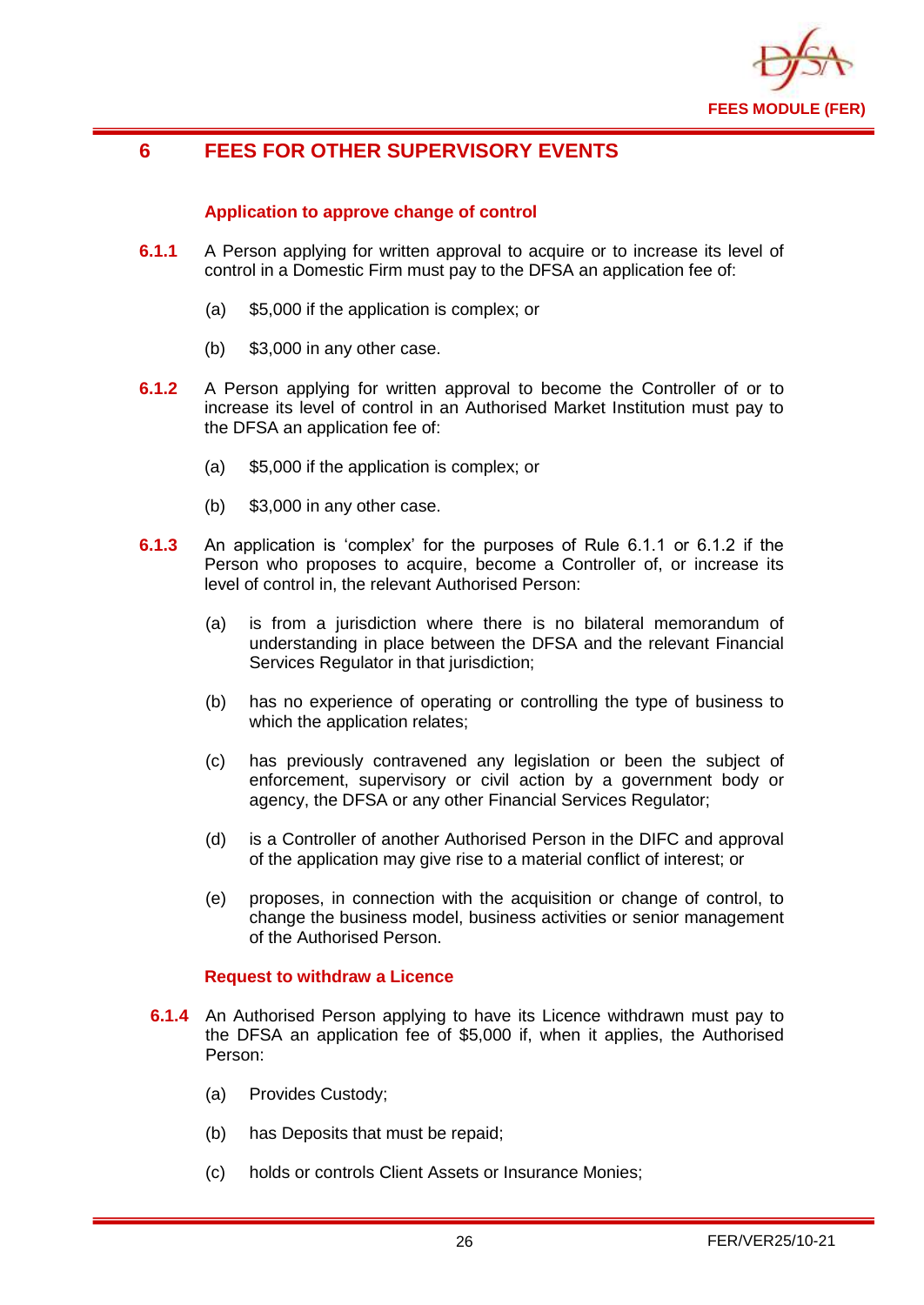# 6 FEES FOR OTHER SUPERVISORY EVENTS

### Application to approve change of control

**6.1.1** A Person applying for written approval to acquire or to increase its level of control in a Domestic Firm must pay to the DFSA an application fee of:

(a) $5,000 if the application is complex; or

(b) $3,000 in any other case.

**6.1.2** A Person applying for written approval to become the Controller of or to increase its level of control in an Authorised Market Institution must pay to the DFSA an application fee of:

(a) $5,000 if the application is complex; or

(b) $3,000 in any other case.

**6.1.3** An application is 'complex' for the purposes of Rule 6.1.1 or 6.1.2 if the Person who proposes to acquire, become a Controller of, or increase its level of control in, the relevant Authorised Person:

(a) is from a jurisdiction where there is no bilateral memorandum of understanding in place between the DFSA and the relevant Financial Services Regulator in that jurisdiction;

(b) has no experience of operating or controlling the type of business to which the application relates;

(c) has previously contravened any legislation or been the subject of enforcement, supervisory or civil action by a government body or agency, the DFSA or any other Financial Services Regulator;

(d) is a Controller of another Authorised Person in the DIFC and approval of the application may give rise to a material conflict of interest; or

(e) proposes, in connection with the acquisition or change of control, to change the business model, business activities or senior management of the Authorised Person.

### Request to withdraw a Licence

**6.1.4** An Authorised Person applying to have its Licence withdrawn must pay to the DFSA an application fee of $5,000 if, when it applies, the Authorised Person:

(a) Provides Custody;

(b) has Deposits that must be repaid;

(c) holds or controls Client Assets or Insurance Monies;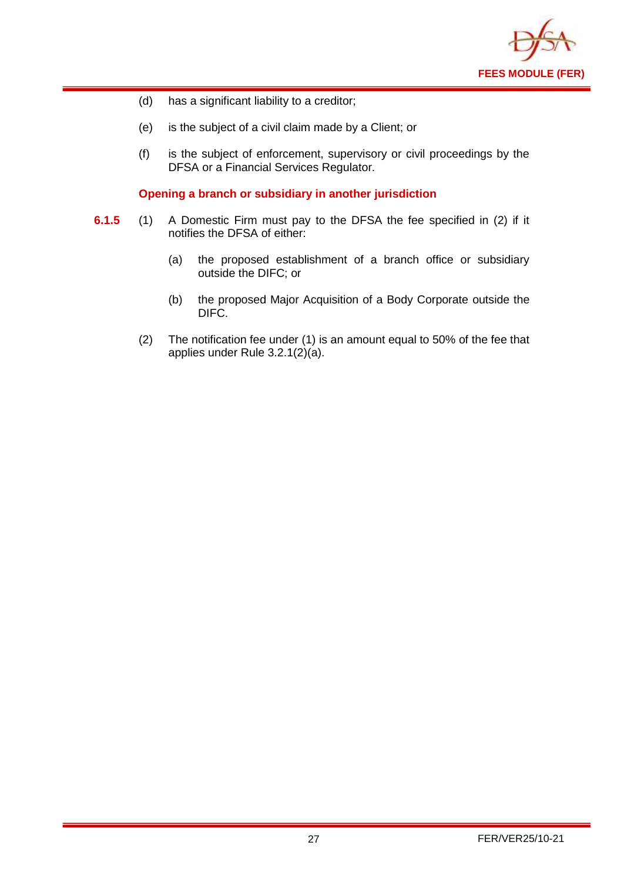(d) has a significant liability to a creditor;

(e) is the subject of a civil claim made by a Client; or

(f) is the subject of enforcement, supervisory or civil proceedings by the DFSA or a Financial Services Regulator.

**Opening a branch or subsidiary in another jurisdiction**

**6.1.5** (1) A Domestic Firm must pay to the DFSA the fee specified in (2) if it notifies the DFSA of either:

(a) the proposed establishment of a branch office or subsidiary outside the DIFC; or

(b) the proposed Major Acquisition of a Body Corporate outside the DIFC.

(2) The notification fee under (1) is an amount equal to 50% of the fee that applies under Rule 3.2.1(2)(a).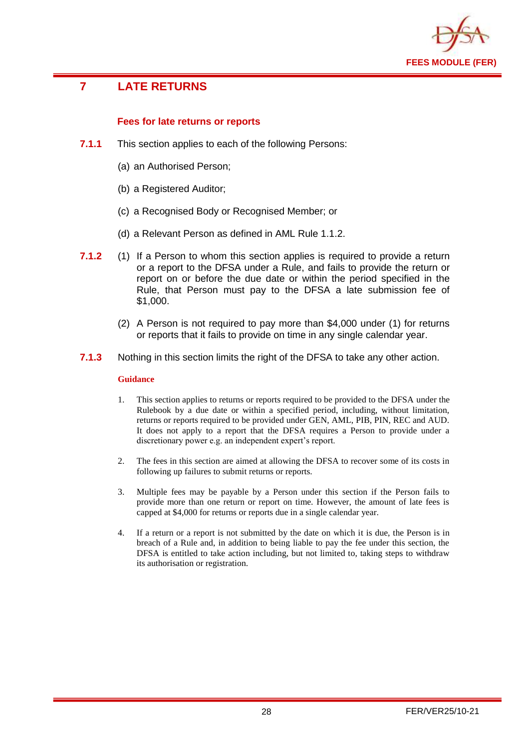# 7 LATE RETURNS

### Fees for late returns or reports

**7.1.1** This section applies to each of the following Persons:

(a) an Authorised Person;

(b) a Registered Auditor;

(c) a Recognised Body or Recognised Member; or

(d) a Relevant Person as defined in AML Rule 1.1.2.

**7.1.2** (1) If a Person to whom this section applies is required to provide a return or a report to the DFSA under a Rule, and fails to provide the return or report on or before the due date or within the period specified in the Rule, that Person must pay to the DFSA a late submission fee of $1,000.

(2) A Person is not required to pay more than $4,000 under (1) for returns or reports that it fails to provide on time in any single calendar year.

**7.1.3** Nothing in this section limits the right of the DFSA to take any other action.

**Guidance**

1. This section applies to returns or reports required to be provided to the DFSA under the Rulebook by a due date or within a specified period, including, without limitation, returns or reports required to be provided under GEN, AML, PIB, PIN, REC and AUD. It does not apply to a report that the DFSA requires a Person to provide under a discretionary power e.g. an independent expert's report.

2. The fees in this section are aimed at allowing the DFSA to recover some of its costs in following up failures to submit returns or reports.

3. Multiple fees may be payable by a Person under this section if the Person fails to provide more than one return or report on time. However, the amount of late fees is capped at $4,000 for returns or reports due in a single calendar year.

4. If a return or a report is not submitted by the date on which it is due, the Person is in breach of a Rule and, in addition to being liable to pay the fee under this section, the DFSA is entitled to take action including, but not limited to, taking steps to withdraw its authorisation or registration.